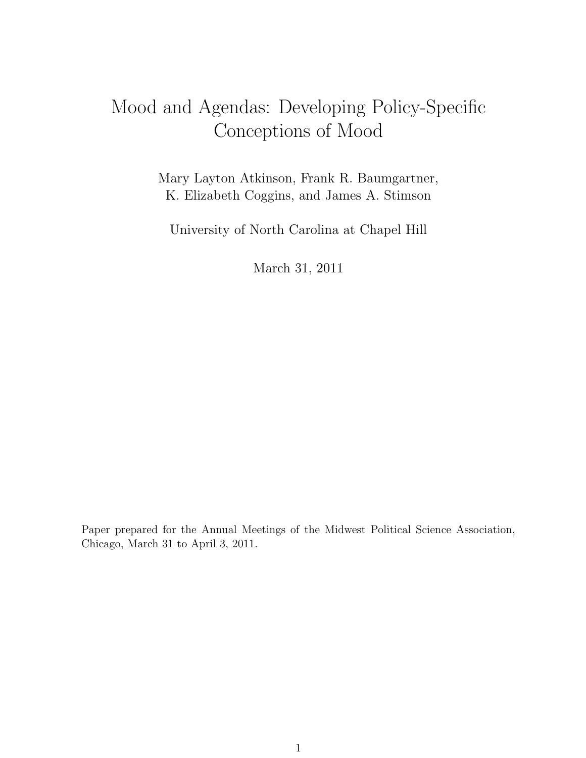# Mood and Agendas: Developing Policy-Specific Conceptions of Mood

Mary Layton Atkinson, Frank R. Baumgartner,
K. Elizabeth Coggins, and James A. Stimson

University of North Carolina at Chapel Hill

March 31, 2011

Paper prepared for the Annual Meetings of the Midwest Political Science Association, Chicago, March 31 to April 3, 2011.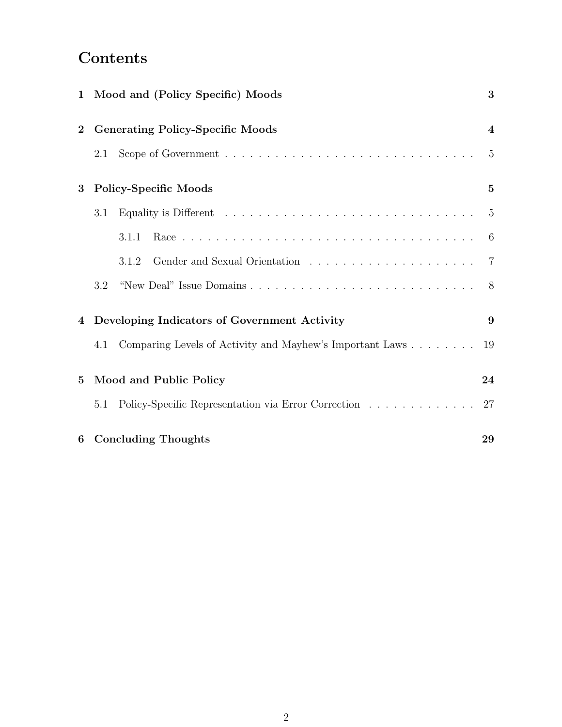# Contents

**1 Mood and (Policy Specific) Moods** **3**

**2 Generating Policy-Specific Moods** **4**

2.1 Scope of Government . . . . . . . . . . . . . . . . . . . . . . . . . . . . . . . 5

**3 Policy-Specific Moods** **5**

3.1 Equality is Different . . . . . . . . . . . . . . . . . . . . . . . . . . . . . . . 5

3.1.1 Race . . . . . . . . . . . . . . . . . . . . . . . . . . . . . . . . . . . . . 6

3.1.2 Gender and Sexual Orientation . . . . . . . . . . . . . . . . . . . . . 7

3.2 "New Deal" Issue Domains . . . . . . . . . . . . . . . . . . . . . . . . . . . . 8

**4 Developing Indicators of Government Activity** **9**

4.1 Comparing Levels of Activity and Mayhew's Important Laws . . . . . . . . 19

**5 Mood and Public Policy** **24**

5.1 Policy-Specific Representation via Error Correction . . . . . . . . . . . . . 27

**6 Concluding Thoughts** **29**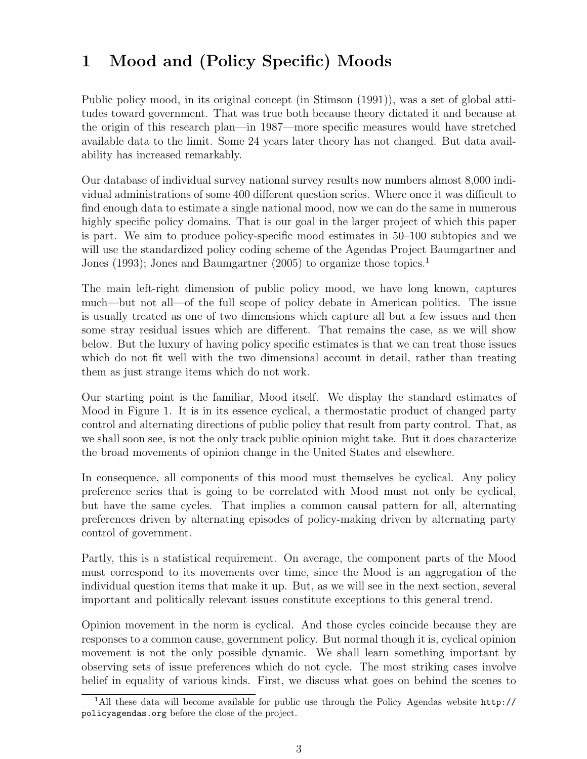# 1 Mood and (Policy Specific) Moods

Public policy mood, in its original concept (in Stimson (1991)), was a set of global attitudes toward government. That was true both because theory dictated it and because at the origin of this research plan—in 1987—more specific measures would have stretched available data to the limit. Some 24 years later theory has not changed. But data availability has increased remarkably.

Our database of individual survey national survey results now numbers almost 8,000 individual administrations of some 400 different question series. Where once it was difficult to find enough data to estimate a single national mood, now we can do the same in numerous highly specific policy domains. That is our goal in the larger project of which this paper is part. We aim to produce policy-specific mood estimates in 50–100 subtopics and we will use the standardized policy coding scheme of the Agendas Project Baumgartner and Jones (1993); Jones and Baumgartner (2005) to organize those topics.[1]

The main left-right dimension of public policy mood, we have long known, captures much—but not all—of the full scope of policy debate in American politics. The issue is usually treated as one of two dimensions which capture all but a few issues and then some stray residual issues which are different. That remains the case, as we will show below. But the luxury of having policy specific estimates is that we can treat those issues which do not fit well with the two dimensional account in detail, rather than treating them as just strange items which do not work.

Our starting point is the familiar, Mood itself. We display the standard estimates of Mood in Figure 1. It is in its essence cyclical, a thermostatic product of changed party control and alternating directions of public policy that result from party control. That, as we shall soon see, is not the only track public opinion might take. But it does characterize the broad movements of opinion change in the United States and elsewhere.

In consequence, all components of this mood must themselves be cyclical. Any policy preference series that is going to be correlated with Mood must not only be cyclical, but have the same cycles. That implies a common causal pattern for all, alternating preferences driven by alternating episodes of policy-making driven by alternating party control of government.

Partly, this is a statistical requirement. On average, the component parts of the Mood must correspond to its movements over time, since the Mood is an aggregation of the individual question items that make it up. But, as we will see in the next section, several important and politically relevant issues constitute exceptions to this general trend.

Opinion movement in the norm is cyclical. And those cycles coincide because they are responses to a common cause, government policy. But normal though it is, cyclical opinion movement is not the only possible dynamic. We shall learn something important by observing sets of issue preferences which do not cycle. The most striking cases involve belief in equality of various kinds. First, we discuss what goes on behind the scenes to

[1] All these data will become available for public use through the Policy Agendas website http://policyagendas.org before the close of the project.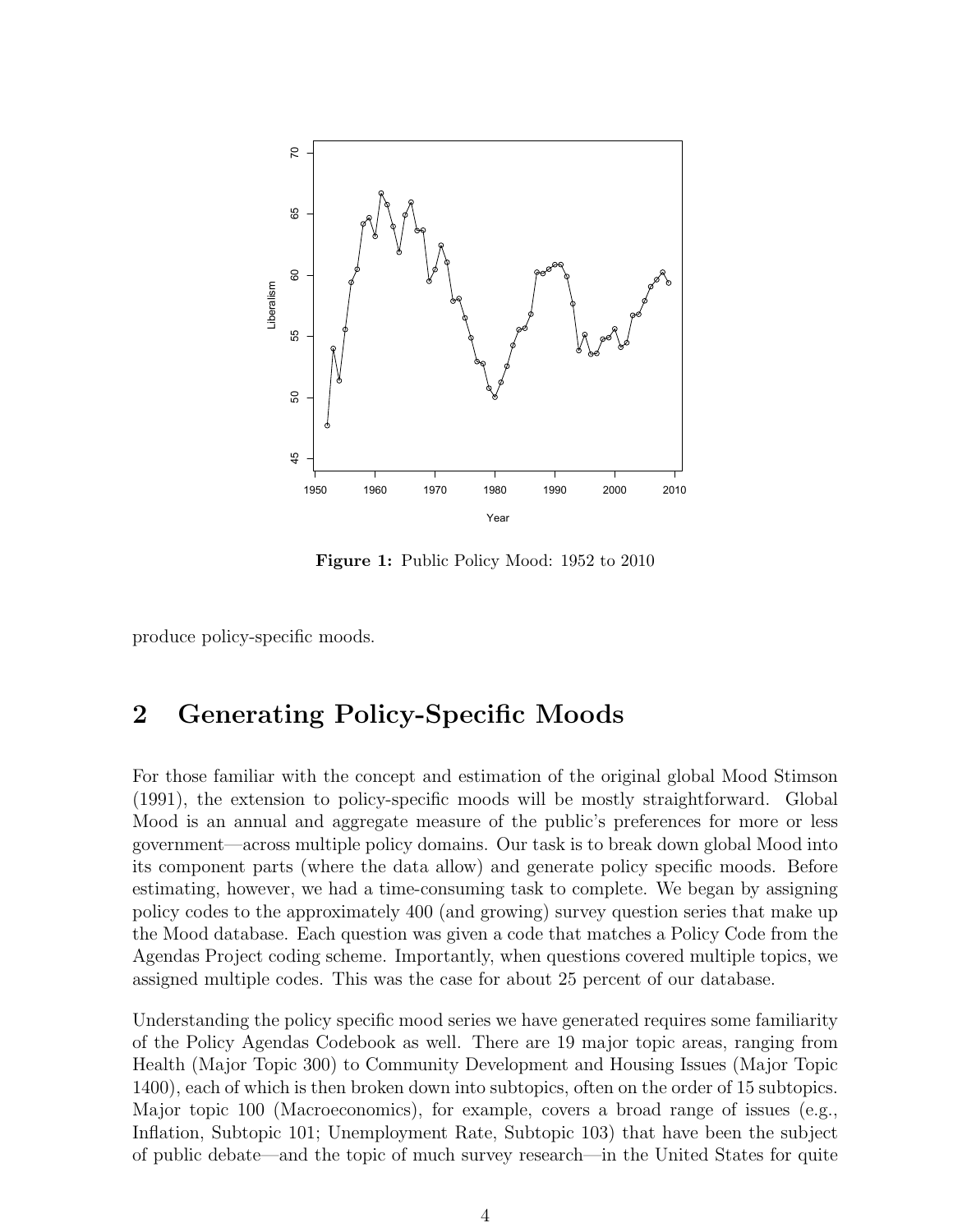Figure 1: Public Policy Mood: 1952 to 2010

produce policy-specific moods.

## 2 Generating Policy-Specific Moods

For those familiar with the concept and estimation of the original global Mood Stimson (1991), the extension to policy-specific moods will be mostly straightforward. Global Mood is an annual and aggregate measure of the public's preferences for more or less government—across multiple policy domains. Our task is to break down global Mood into its component parts (where the data allow) and generate policy specific moods. Before estimating, however, we had a time-consuming task to complete. We began by assigning policy codes to the approximately 400 (and growing) survey question series that make up the Mood database. Each question was given a code that matches a Policy Code from the Agendas Project coding scheme. Importantly, when questions covered multiple topics, we assigned multiple codes. This was the case for about 25 percent of our database.

Understanding the policy specific mood series we have generated requires some familiarity of the Policy Agendas Codebook as well. There are 19 major topic areas, ranging from Health (Major Topic 300) to Community Development and Housing Issues (Major Topic 1400), each of which is then broken down into subtopics, often on the order of 15 subtopics. Major topic 100 (Macroeconomics), for example, covers a broad range of issues (e.g., Inflation, Subtopic 101; Unemployment Rate, Subtopic 103) that have been the subject of public debate—and the topic of much survey research—in the United States for quite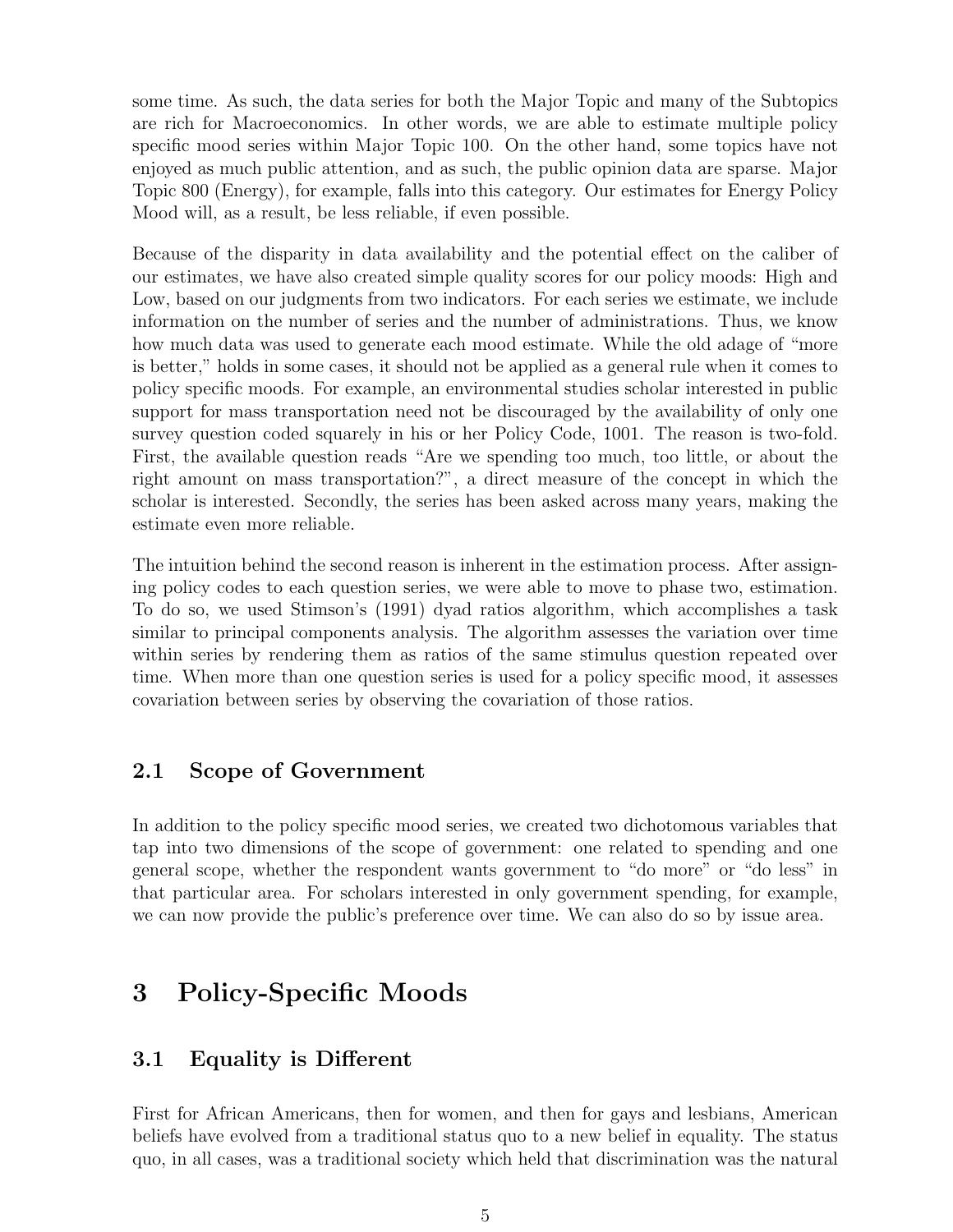some time. As such, the data series for both the Major Topic and many of the Subtopics are rich for Macroeconomics. In other words, we are able to estimate multiple policy specific mood series within Major Topic 100. On the other hand, some topics have not enjoyed as much public attention, and as such, the public opinion data are sparse. Major Topic 800 (Energy), for example, falls into this category. Our estimates for Energy Policy Mood will, as a result, be less reliable, if even possible.

Because of the disparity in data availability and the potential effect on the caliber of our estimates, we have also created simple quality scores for our policy moods: High and Low, based on our judgments from two indicators. For each series we estimate, we include information on the number of series and the number of administrations. Thus, we know how much data was used to generate each mood estimate. While the old adage of "more is better," holds in some cases, it should not be applied as a general rule when it comes to policy specific moods. For example, an environmental studies scholar interested in public support for mass transportation need not be discouraged by the availability of only one survey question coded squarely in his or her Policy Code, 1001. The reason is two-fold. First, the available question reads "Are we spending too much, too little, or about the right amount on mass transportation?", a direct measure of the concept in which the scholar is interested. Secondly, the series has been asked across many years, making the estimate even more reliable.

The intuition behind the second reason is inherent in the estimation process. After assigning policy codes to each question series, we were able to move to phase two, estimation. To do so, we used Stimson's (1991) dyad ratios algorithm, which accomplishes a task similar to principal components analysis. The algorithm assesses the variation over time within series by rendering them as ratios of the same stimulus question repeated over time. When more than one question series is used for a policy specific mood, it assesses covariation between series by observing the covariation of those ratios.

### 2.1 Scope of Government

In addition to the policy specific mood series, we created two dichotomous variables that tap into two dimensions of the scope of government: one related to spending and one general scope, whether the respondent wants government to "do more" or "do less" in that particular area. For scholars interested in only government spending, for example, we can now provide the public's preference over time. We can also do so by issue area.

## 3 Policy-Specific Moods

### 3.1 Equality is Different

First for African Americans, then for women, and then for gays and lesbians, American beliefs have evolved from a traditional status quo to a new belief in equality. The status quo, in all cases, was a traditional society which held that discrimination was the natural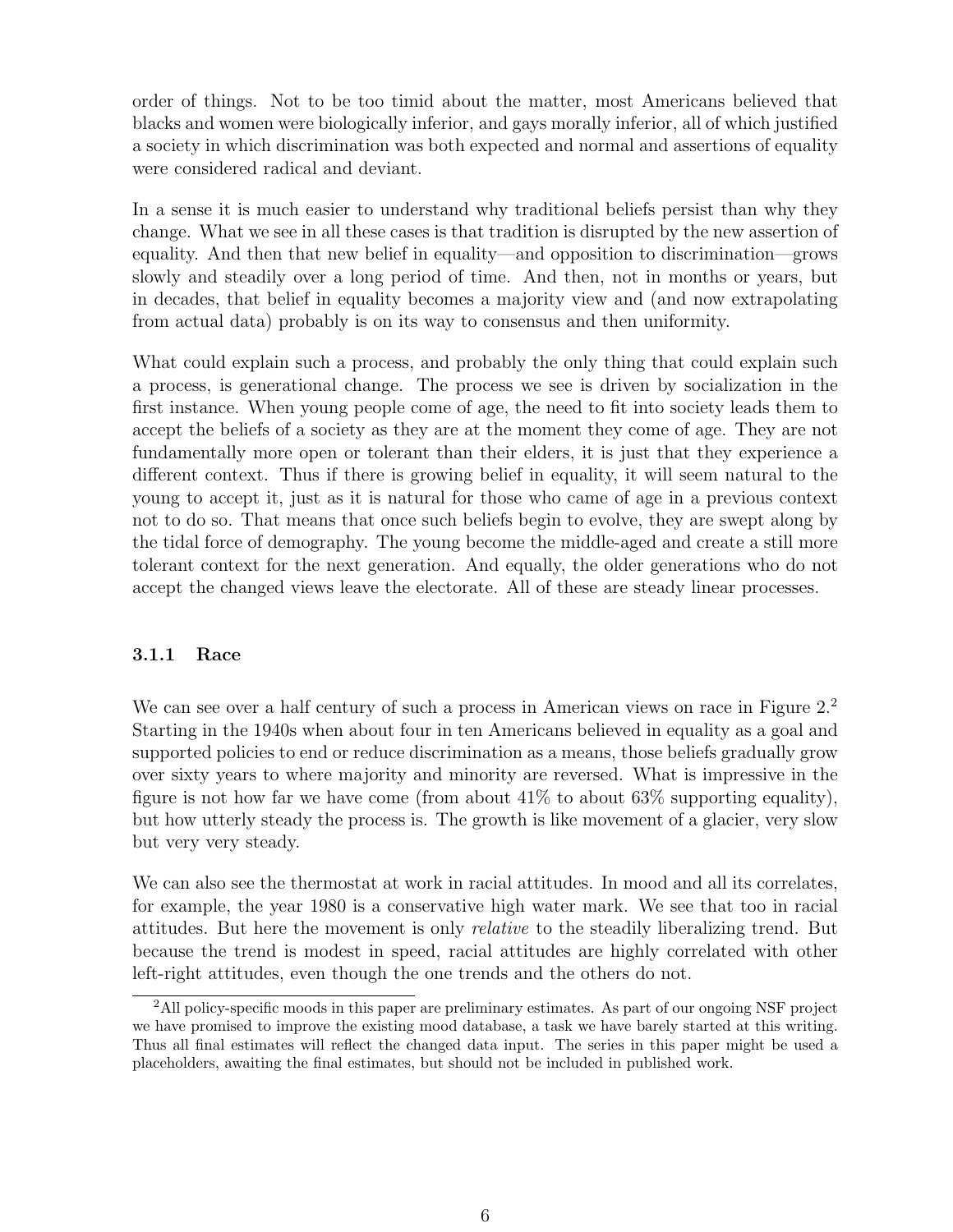order of things. Not to be too timid about the matter, most Americans believed that blacks and women were biologically inferior, and gays morally inferior, all of which justified a society in which discrimination was both expected and normal and assertions of equality were considered radical and deviant.

In a sense it is much easier to understand why traditional beliefs persist than why they change. What we see in all these cases is that tradition is disrupted by the new assertion of equality. And then that new belief in equality—and opposition to discrimination—grows slowly and steadily over a long period of time. And then, not in months or years, but in decades, that belief in equality becomes a majority view and (and now extrapolating from actual data) probably is on its way to consensus and then uniformity.

What could explain such a process, and probably the only thing that could explain such a process, is generational change. The process we see is driven by socialization in the first instance. When young people come of age, the need to fit into society leads them to accept the beliefs of a society as they are at the moment they come of age. They are not fundamentally more open or tolerant than their elders, it is just that they experience a different context. Thus if there is growing belief in equality, it will seem natural to the young to accept it, just as it is natural for those who came of age in a previous context not to do so. That means that once such beliefs begin to evolve, they are swept along by the tidal force of demography. The young become the middle-aged and create a still more tolerant context for the next generation. And equally, the older generations who do not accept the changed views leave the electorate. All of these are steady linear processes.

### 3.1.1 Race

We can see over a half century of such a process in American views on race in Figure 2.[2] Starting in the 1940s when about four in ten Americans believed in equality as a goal and supported policies to end or reduce discrimination as a means, those beliefs gradually grow over sixty years to where majority and minority are reversed. What is impressive in the figure is not how far we have come (from about 41% to about 63% supporting equality), but how utterly steady the process is. The growth is like movement of a glacier, very slow but very very steady.

We can also see the thermostat at work in racial attitudes. In mood and all its correlates, for example, the year 1980 is a conservative high water mark. We see that too in racial attitudes. But here the movement is only *relative* to the steadily liberalizing trend. But because the trend is modest in speed, racial attitudes are highly correlated with other left-right attitudes, even though the one trends and the others do not.

[2] All policy-specific moods in this paper are preliminary estimates. As part of our ongoing NSF project we have promised to improve the existing mood database, a task we have barely started at this writing. Thus all final estimates will reflect the changed data input. The series in this paper might be used a placeholders, awaiting the final estimates, but should not be included in published work.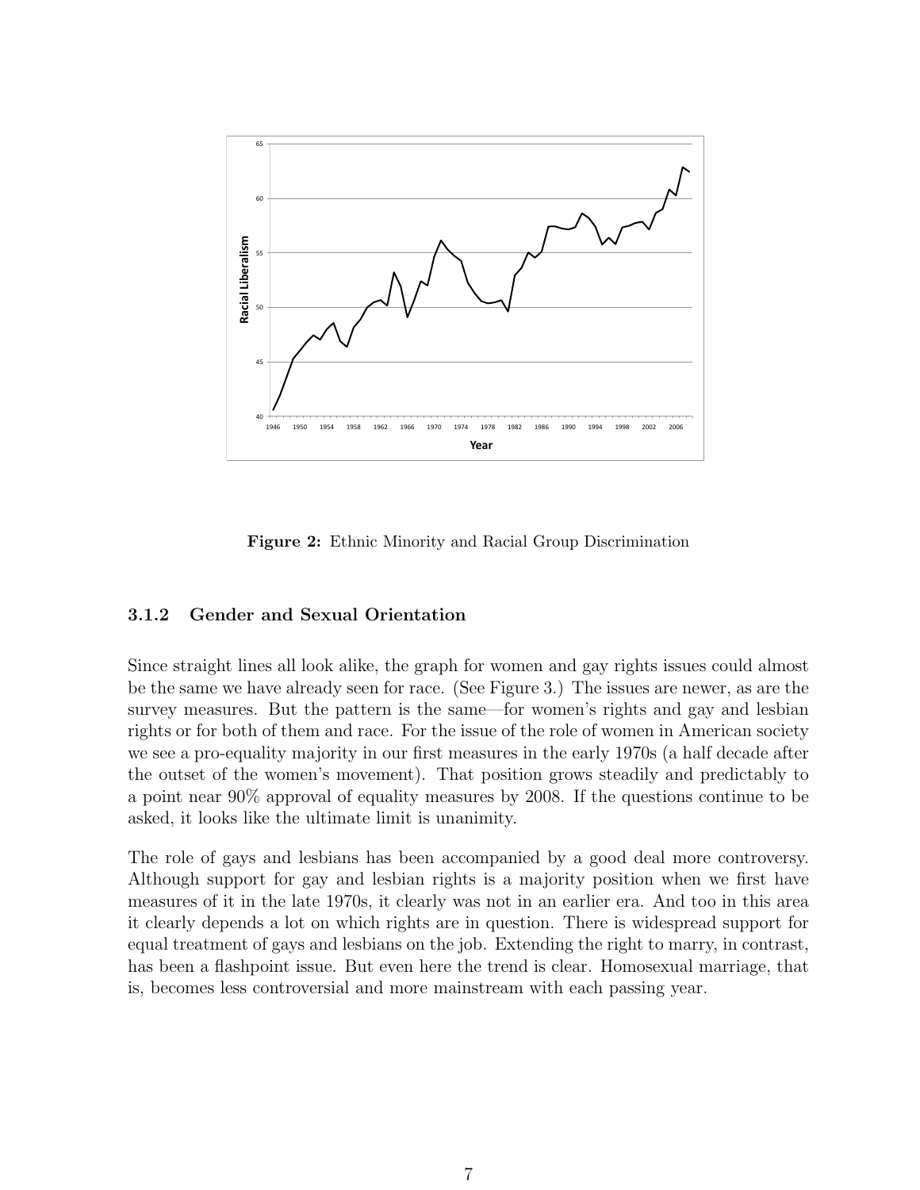Figure 2: Ethnic Minority and Racial Group Discrimination

### 3.1.2 Gender and Sexual Orientation

Since straight lines all look alike, the graph for women and gay rights issues could almost be the same we have already seen for race. (See Figure 3.) The issues are newer, as are the survey measures. But the pattern is the same—for women's rights and gay and lesbian rights or for both of them and race. For the issue of the role of women in American society we see a pro-equality majority in our first measures in the early 1970s (a half decade after the outset of the women's movement). That position grows steadily and predictably to a point near 90% approval of equality measures by 2008. If the questions continue to be asked, it looks like the ultimate limit is unanimity.

The role of gays and lesbians has been accompanied by a good deal more controversy. Although support for gay and lesbian rights is a majority position when we first have measures of it in the late 1970s, it clearly was not in an earlier era. And too in this area it clearly depends a lot on which rights are in question. There is widespread support for equal treatment of gays and lesbians on the job. Extending the right to marry, in contrast, has been a flashpoint issue. But even here the trend is clear. Homosexual marriage, that is, becomes less controversial and more mainstream with each passing year.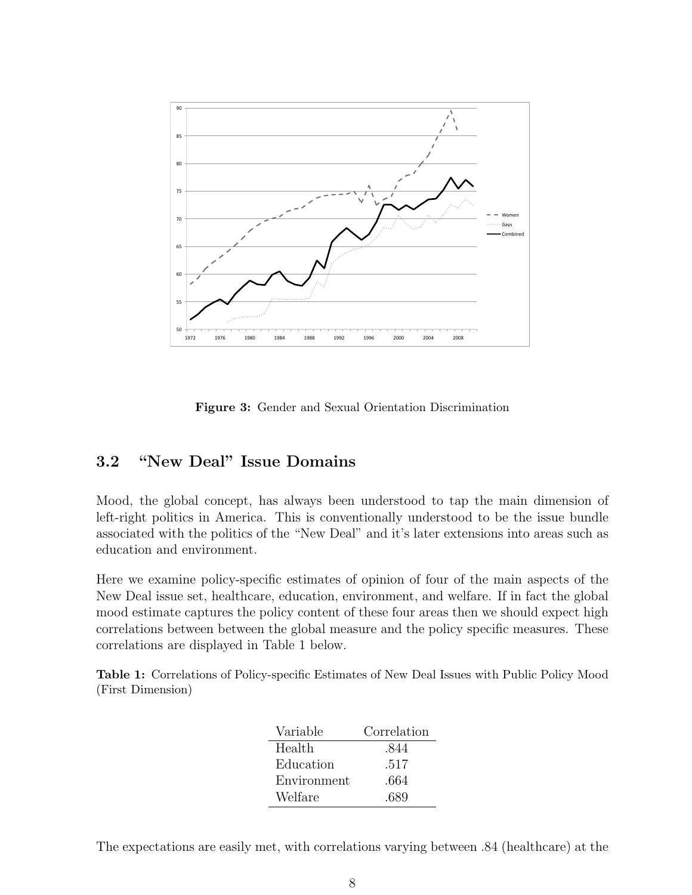Figure 3: Gender and Sexual Orientation Discrimination

## 3.2 "New Deal" Issue Domains

Mood, the global concept, has always been understood to tap the main dimension of left-right politics in America. This is conventionally understood to be the issue bundle associated with the politics of the "New Deal" and it's later extensions into areas such as education and environment.

Here we examine policy-specific estimates of opinion of four of the main aspects of the New Deal issue set, healthcare, education, environment, and welfare. If in fact the global mood estimate captures the policy content of these four areas then we should expect high correlations between between the global measure and the policy specific measures. These correlations are displayed in Table 1 below.

**Table 1:** Correlations of Policy-specific Estimates of New Deal Issues with Public Policy Mood (First Dimension)

| Variable | Correlation |
|---|---|
| Health | .844 |
| Education | .517 |
| Environment | .664 |
| Welfare | .689 |

The expectations are easily met, with correlations varying between .84 (healthcare) at the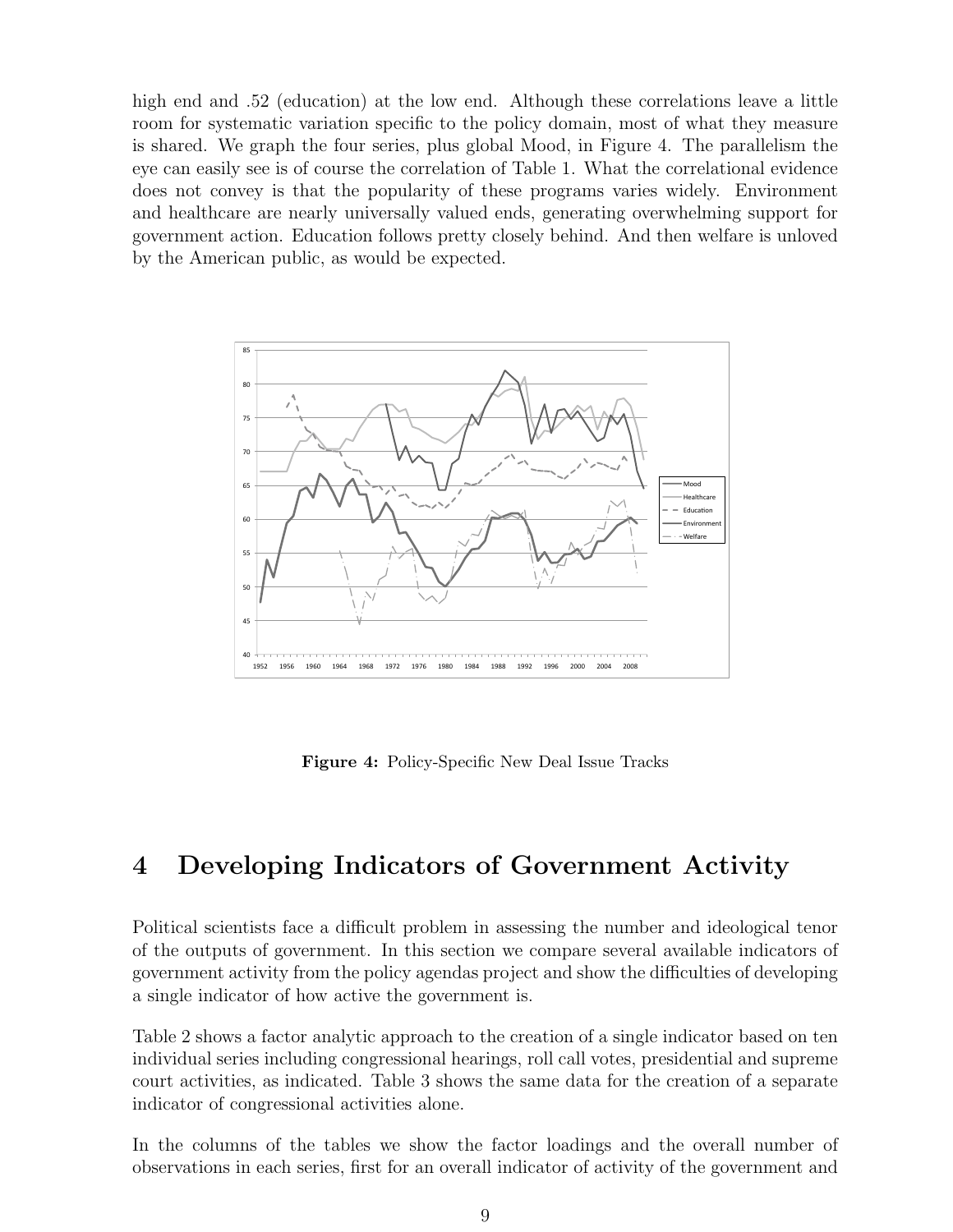high end and .52 (education) at the low end. Although these correlations leave a little room for systematic variation specific to the policy domain, most of what they measure is shared. We graph the four series, plus global Mood, in Figure 4. The parallelism the eye can easily see is of course the correlation of Table 1. What the correlational evidence does not convey is that the popularity of these programs varies widely. Environment and healthcare are nearly universally valued ends, generating overwhelming support for government action. Education follows pretty closely behind. And then welfare is unloved by the American public, as would be expected.

**Figure 4:** Policy-Specific New Deal Issue Tracks

# 4 Developing Indicators of Government Activity

Political scientists face a difficult problem in assessing the number and ideological tenor of the outputs of government. In this section we compare several available indicators of government activity from the policy agendas project and show the difficulties of developing a single indicator of how active the government is.

Table 2 shows a factor analytic approach to the creation of a single indicator based on ten individual series including congressional hearings, roll call votes, presidential and supreme court activities, as indicated. Table 3 shows the same data for the creation of a separate indicator of congressional activities alone.

In the columns of the tables we show the factor loadings and the overall number of observations in each series, first for an overall indicator of activity of the government and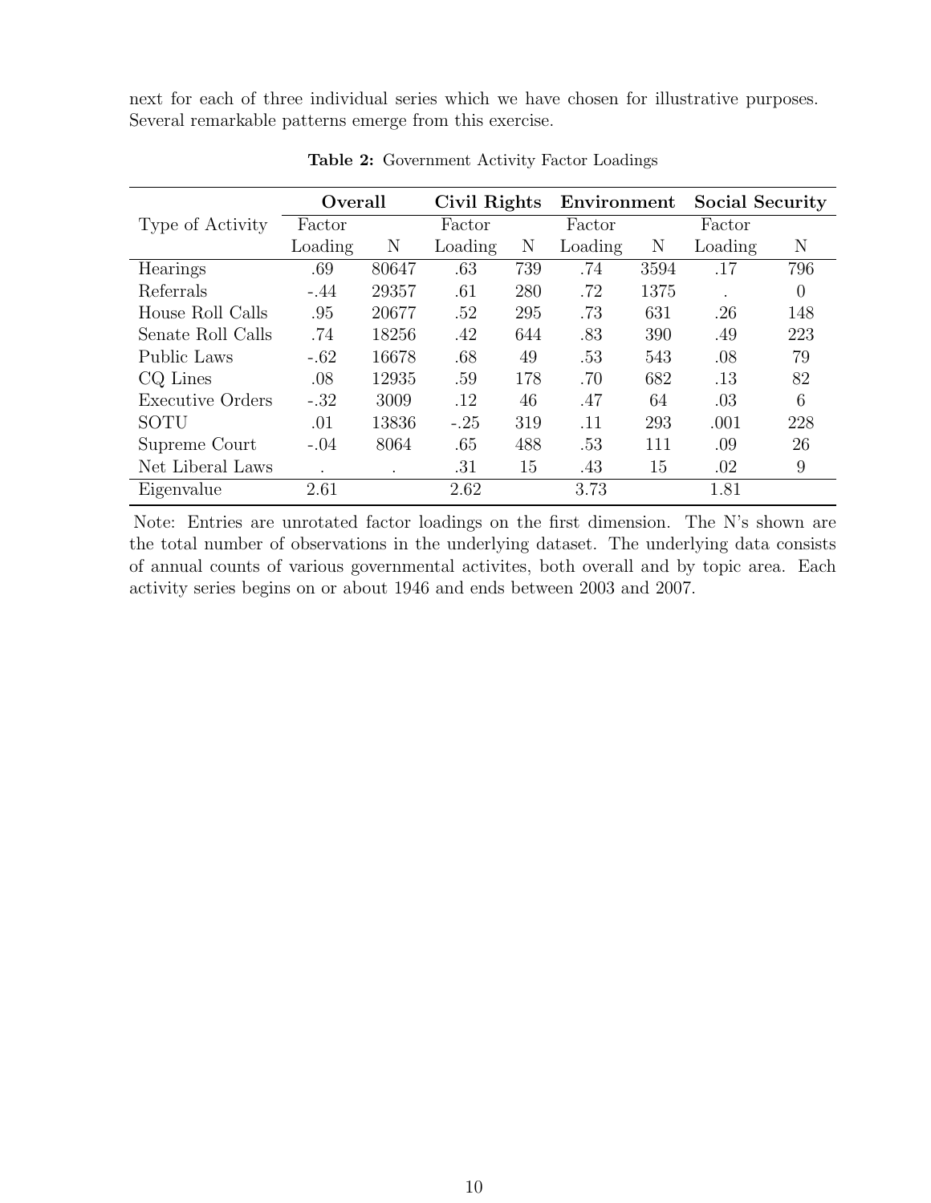next for each of three individual series which we have chosen for illustrative purposes. Several remarkable patterns emerge from this exercise.

**Table 2:** Government Activity Factor Loadings

| | **Overall** | | **Civil Rights** | | **Environment** | | **Social Security** | |
|---|---|---|---|---|---|---|---|---|
| Type of Activity | Factor Loading | N | Factor Loading | N | Factor Loading | N | Factor Loading | N |
| Hearings | .69 | 80647 | .63 | 739 | .74 | 3594 | .17 | 796 |
| Referrals | -.44 | 29357 | .61 | 280 | .72 | 1375 | . | 0 |
| House Roll Calls | .95 | 20677 | .52 | 295 | .73 | 631 | .26 | 148 |
| Senate Roll Calls | .74 | 18256 | .42 | 644 | .83 | 390 | .49 | 223 |
| Public Laws | -.62 | 16678 | .68 | 49 | .53 | 543 | .08 | 79 |
| CQ Lines | .08 | 12935 | .59 | 178 | .70 | 682 | .13 | 82 |
| Executive Orders | -.32 | 3009 | .12 | 46 | .47 | 64 | .03 | 6 |
| SOTU | .01 | 13836 | -.25 | 319 | .11 | 293 | .001 | 228 |
| Supreme Court | -.04 | 8064 | .65 | 488 | .53 | 111 | .09 | 26 |
| Net Liberal Laws | . | . | .31 | 15 | .43 | 15 | .02 | 9 |
| Eigenvalue | 2.61 | | 2.62 | | 3.73 | | 1.81 | |

Note: Entries are unrotated factor loadings on the first dimension. The N's shown are the total number of observations in the underlying dataset. The underlying data consists of annual counts of various governmental activites, both overall and by topic area. Each activity series begins on or about 1946 and ends between 2003 and 2007.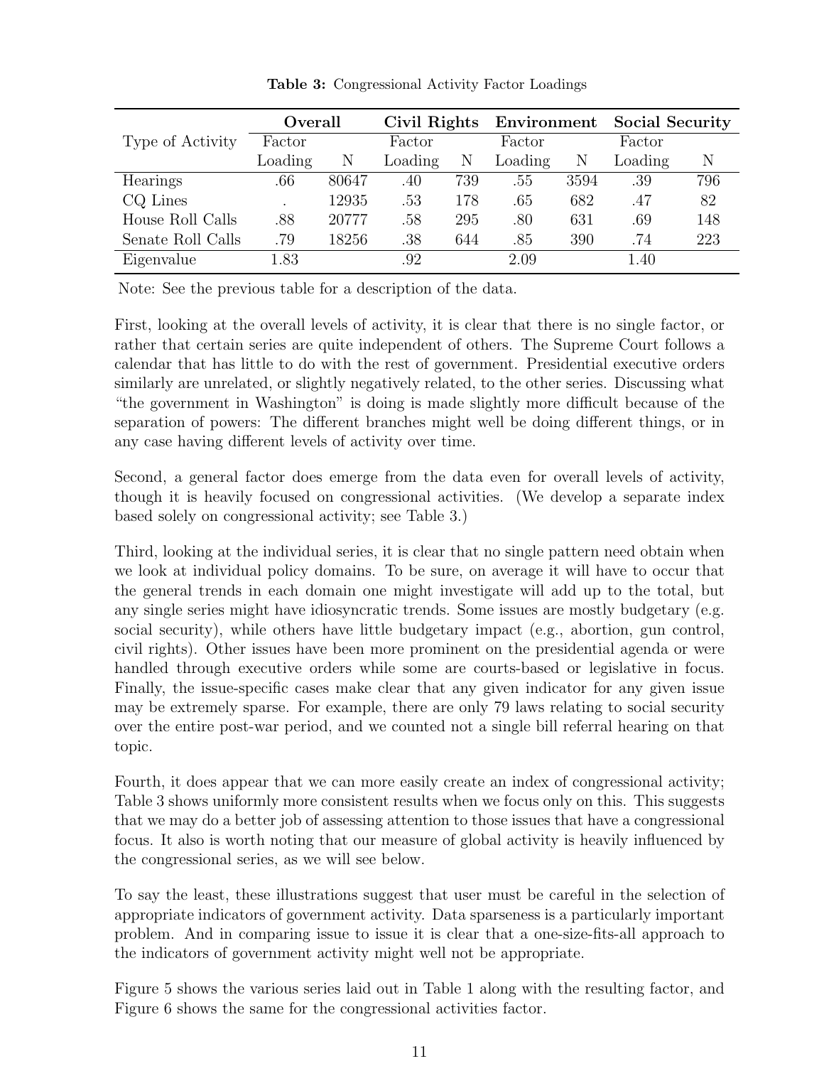**Table 3:** Congressional Activity Factor Loadings

| Type of Activity | Overall | | Civil Rights | | Environment | | Social Security | |
|---|---|---|---|---|---|---|---|---|
| | Factor Loading | N | Factor Loading | N | Factor Loading | N | Factor Loading | N |
| Hearings | .66 | 80647 | .40 | 739 | .55 | 3594 | .39 | 796 |
| CQ Lines | . | 12935 | .53 | 178 | .65 | 682 | .47 | 82 |
| House Roll Calls | .88 | 20777 | .58 | 295 | .80 | 631 | .69 | 148 |
| Senate Roll Calls | .79 | 18256 | .38 | 644 | .85 | 390 | .74 | 223 |
| Eigenvalue | 1.83 | | .92 | | 2.09 | | 1.40 | |

Note: See the previous table for a description of the data.

First, looking at the overall levels of activity, it is clear that there is no single factor, or rather that certain series are quite independent of others. The Supreme Court follows a calendar that has little to do with the rest of government. Presidential executive orders similarly are unrelated, or slightly negatively related, to the other series. Discussing what "the government in Washington" is doing is made slightly more difficult because of the separation of powers: The different branches might well be doing different things, or in any case having different levels of activity over time.

Second, a general factor does emerge from the data even for overall levels of activity, though it is heavily focused on congressional activities. (We develop a separate index based solely on congressional activity; see Table 3.)

Third, looking at the individual series, it is clear that no single pattern need obtain when we look at individual policy domains. To be sure, on average it will have to occur that the general trends in each domain one might investigate will add up to the total, but any single series might have idiosyncratic trends. Some issues are mostly budgetary (e.g. social security), while others have little budgetary impact (e.g., abortion, gun control, civil rights). Other issues have been more prominent on the presidential agenda or were handled through executive orders while some are courts-based or legislative in focus. Finally, the issue-specific cases make clear that any given indicator for any given issue may be extremely sparse. For example, there are only 79 laws relating to social security over the entire post-war period, and we counted not a single bill referral hearing on that topic.

Fourth, it does appear that we can more easily create an index of congressional activity; Table 3 shows uniformly more consistent results when we focus only on this. This suggests that we may do a better job of assessing attention to those issues that have a congressional focus. It also is worth noting that our measure of global activity is heavily influenced by the congressional series, as we will see below.

To say the least, these illustrations suggest that user must be careful in the selection of appropriate indicators of government activity. Data sparseness is a particularly important problem. And in comparing issue to issue it is clear that a one-size-fits-all approach to the indicators of government activity might well not be appropriate.

Figure 5 shows the various series laid out in Table 1 along with the resulting factor, and Figure 6 shows the same for the congressional activities factor.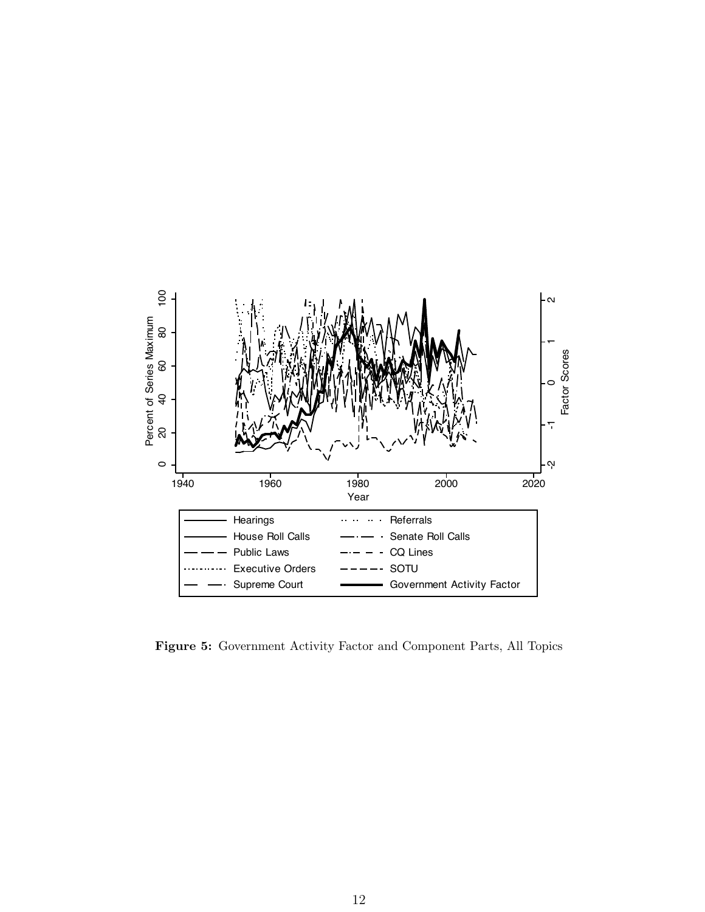**Figure 5:** Government Activity Factor and Component Parts, All Topics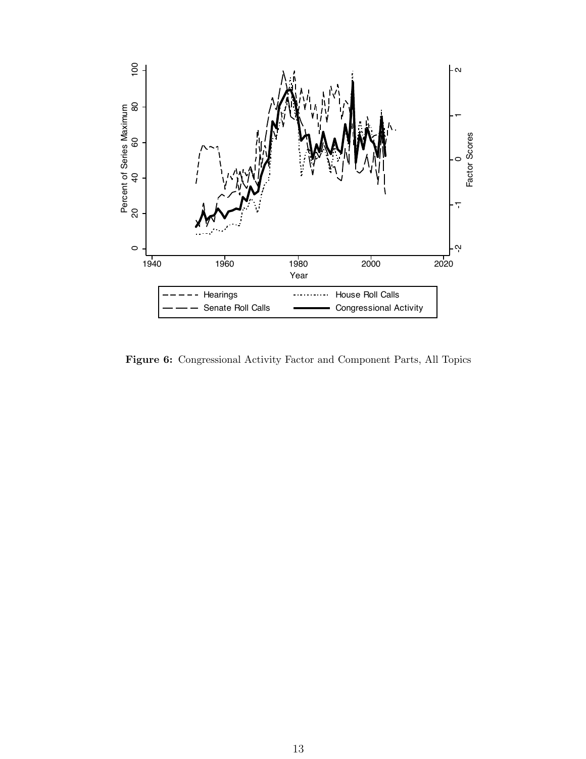**Figure 6:** Congressional Activity Factor and Component Parts, All Topics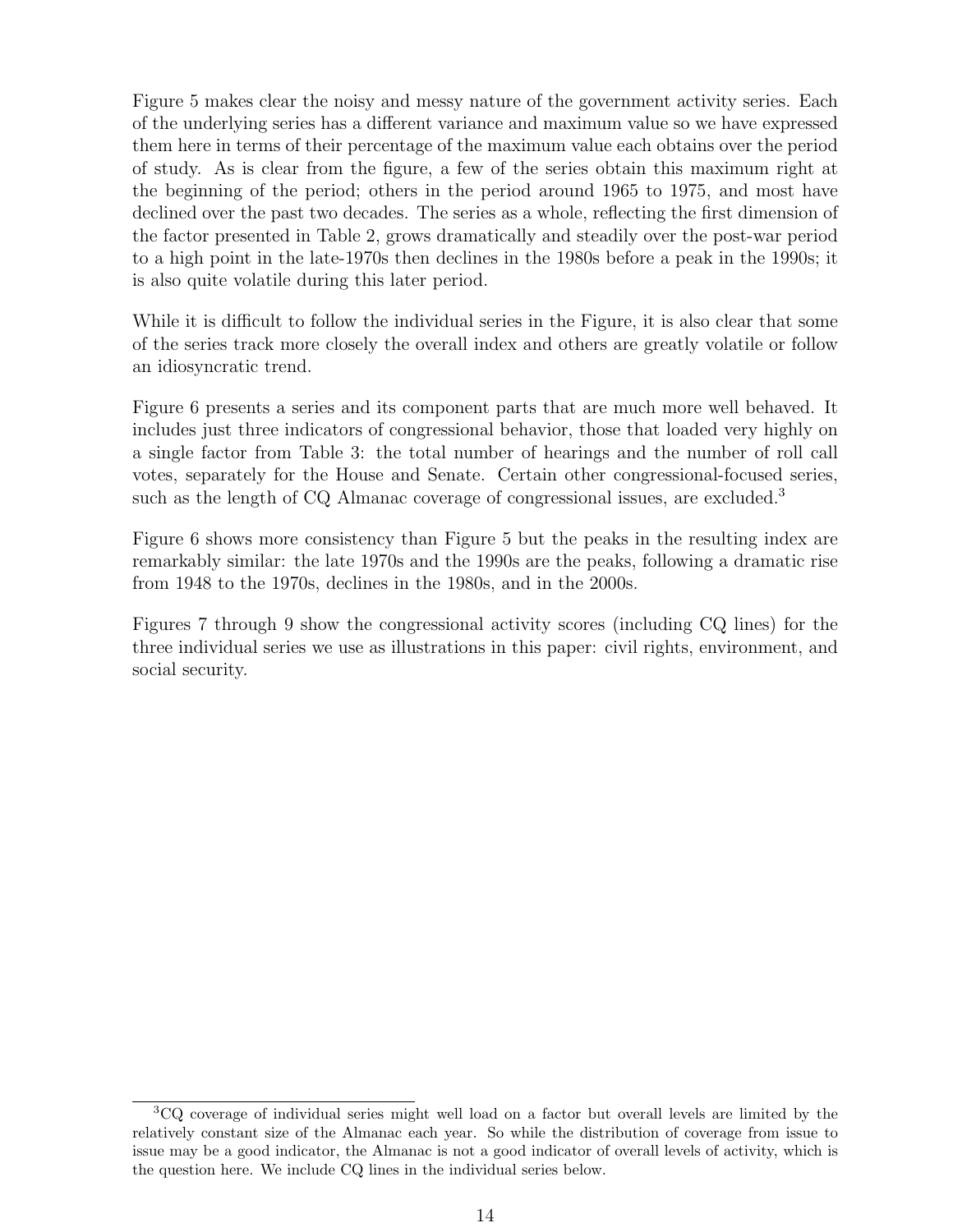Figure 5 makes clear the noisy and messy nature of the government activity series. Each of the underlying series has a different variance and maximum value so we have expressed them here in terms of their percentage of the maximum value each obtains over the period of study. As is clear from the figure, a few of the series obtain this maximum right at the beginning of the period; others in the period around 1965 to 1975, and most have declined over the past two decades. The series as a whole, reflecting the first dimension of the factor presented in Table 2, grows dramatically and steadily over the post-war period to a high point in the late-1970s then declines in the 1980s before a peak in the 1990s; it is also quite volatile during this later period.

While it is difficult to follow the individual series in the Figure, it is also clear that some of the series track more closely the overall index and others are greatly volatile or follow an idiosyncratic trend.

Figure 6 presents a series and its component parts that are much more well behaved. It includes just three indicators of congressional behavior, those that loaded very highly on a single factor from Table 3: the total number of hearings and the number of roll call votes, separately for the House and Senate. Certain other congressional-focused series, such as the length of CQ Almanac coverage of congressional issues, are excluded.[3]

Figure 6 shows more consistency than Figure 5 but the peaks in the resulting index are remarkably similar: the late 1970s and the 1990s are the peaks, following a dramatic rise from 1948 to the 1970s, declines in the 1980s, and in the 2000s.

Figures 7 through 9 show the congressional activity scores (including CQ lines) for the three individual series we use as illustrations in this paper: civil rights, environment, and social security.

---

[3] CQ coverage of individual series might well load on a factor but overall levels are limited by the relatively constant size of the Almanac each year. So while the distribution of coverage from issue to issue may be a good indicator, the Almanac is not a good indicator of overall levels of activity, which is the question here. We include CQ lines in the individual series below.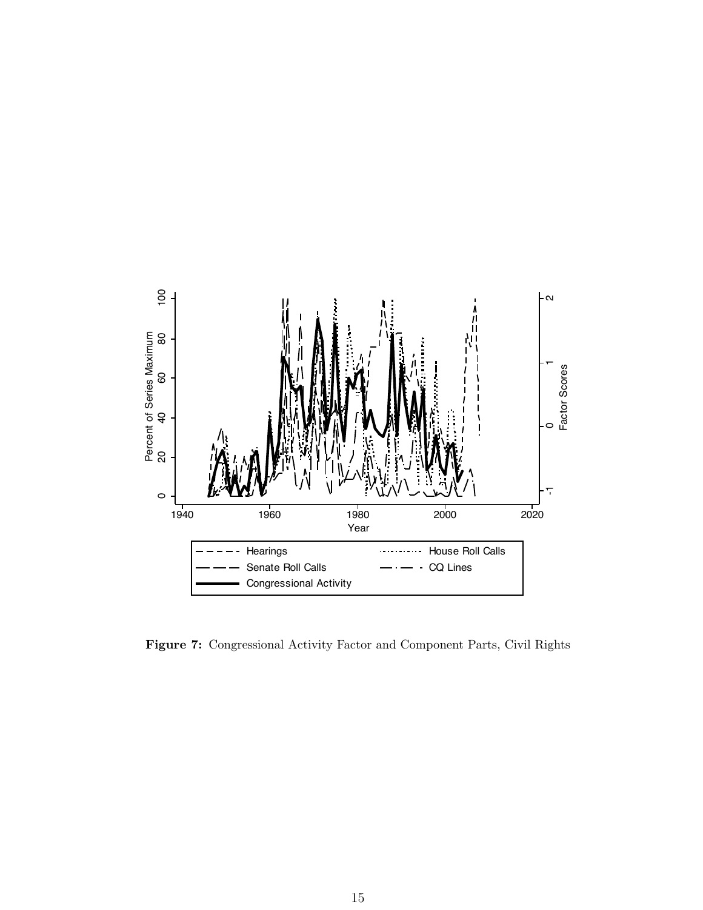**Figure 7:** Congressional Activity Factor and Component Parts, Civil Rights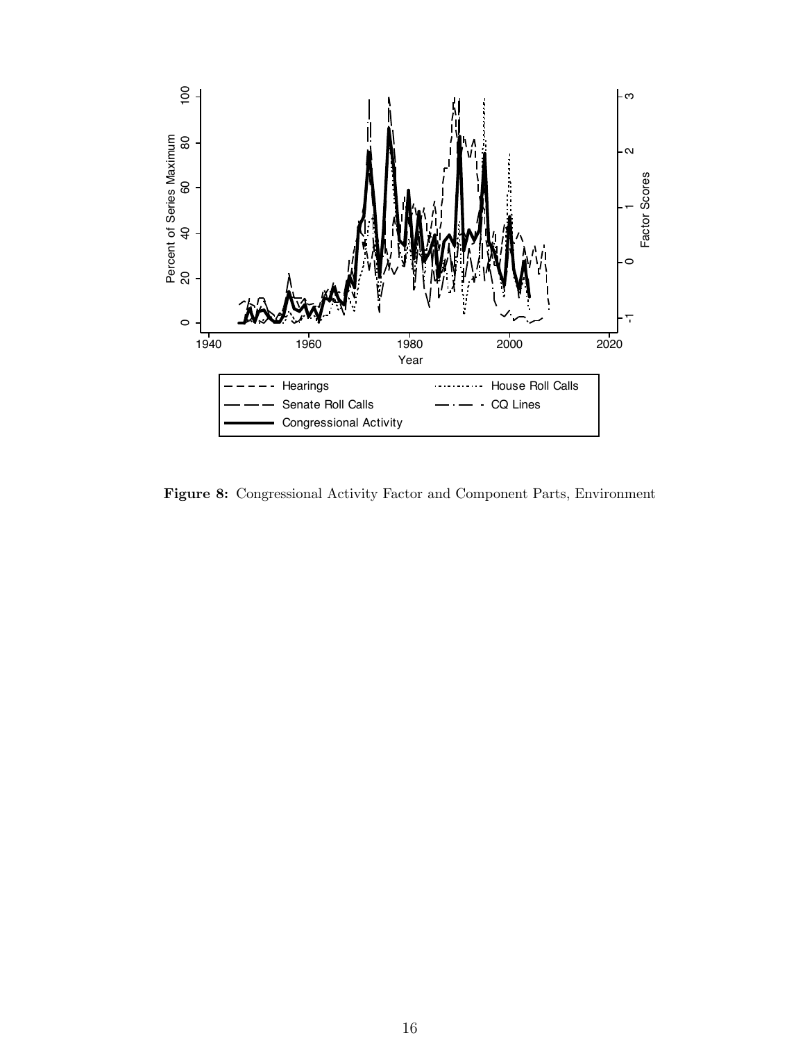**Figure 8:** Congressional Activity Factor and Component Parts, Environment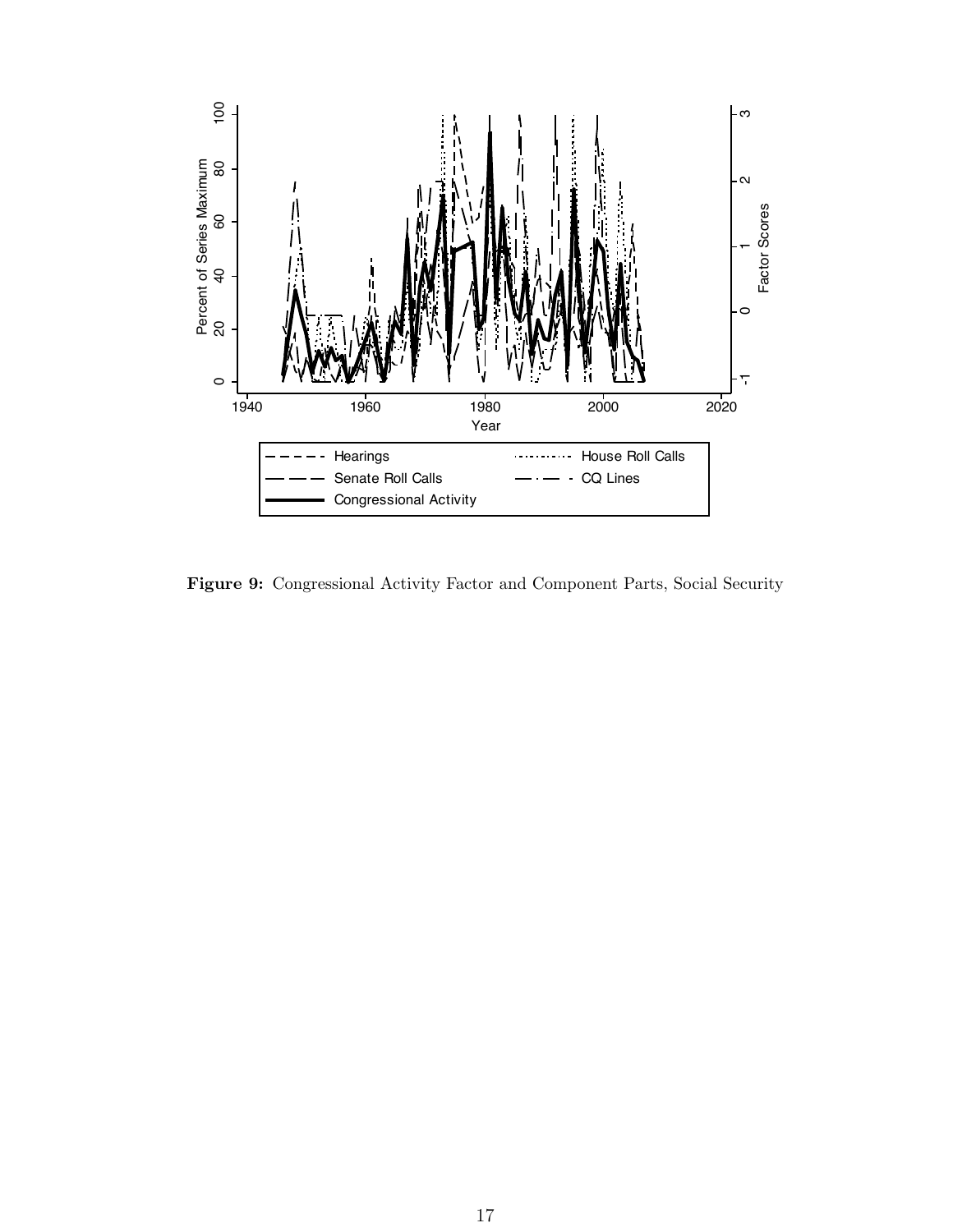**Figure 9:** Congressional Activity Factor and Component Parts, Social Security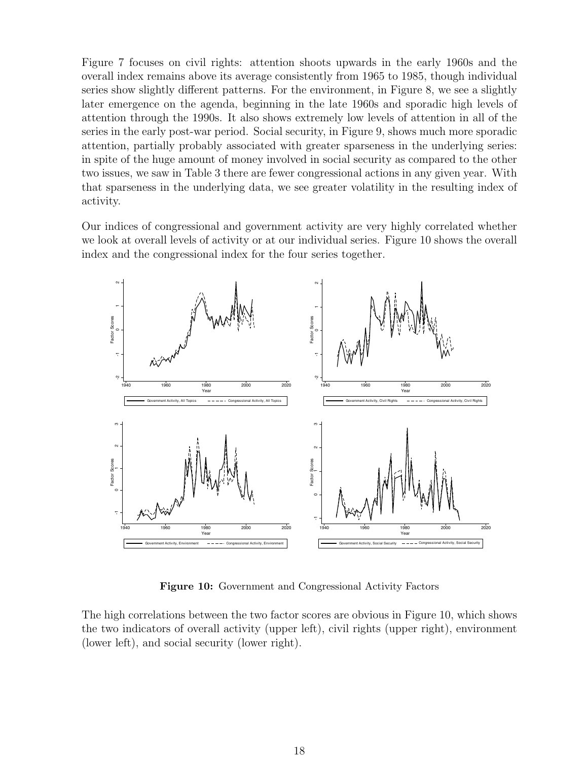Figure 7 focuses on civil rights: attention shoots upwards in the early 1960s and the overall index remains above its average consistently from 1965 to 1985, though individual series show slightly different patterns. For the environment, in Figure 8, we see a slightly later emergence on the agenda, beginning in the late 1960s and sporadic high levels of attention through the 1990s. It also shows extremely low levels of attention in all of the series in the early post-war period. Social security, in Figure 9, shows much more sporadic attention, partially probably associated with greater sparseness in the underlying series: in spite of the huge amount of money involved in social security as compared to the other two issues, we saw in Table 3 there are fewer congressional actions in any given year. With that sparseness in the underlying data, we see greater volatility in the resulting index of activity.

Our indices of congressional and government activity are very highly correlated whether we look at overall levels of activity or at our individual series. Figure 10 shows the overall index and the congressional index for the four series together.

**Figure 10:** Government and Congressional Activity Factors

The high correlations between the two factor scores are obvious in Figure 10, which shows the two indicators of overall activity (upper left), civil rights (upper right), environment (lower left), and social security (lower right).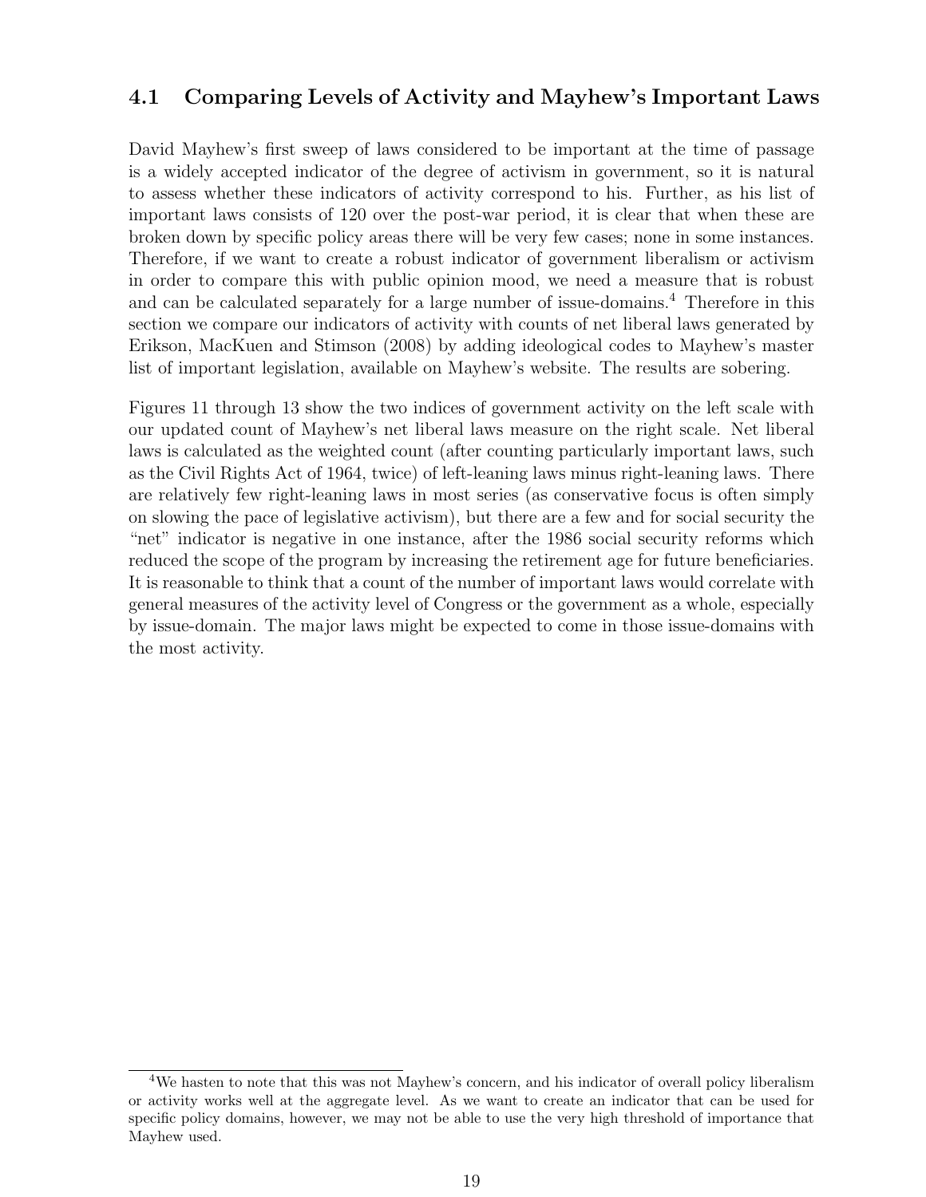### 4.1 Comparing Levels of Activity and Mayhew's Important Laws

David Mayhew's first sweep of laws considered to be important at the time of passage is a widely accepted indicator of the degree of activism in government, so it is natural to assess whether these indicators of activity correspond to his. Further, as his list of important laws consists of 120 over the post-war period, it is clear that when these are broken down by specific policy areas there will be very few cases; none in some instances. Therefore, if we want to create a robust indicator of government liberalism or activism in order to compare this with public opinion mood, we need a measure that is robust and can be calculated separately for a large number of issue-domains.[4] Therefore in this section we compare our indicators of activity with counts of net liberal laws generated by Erikson, MacKuen and Stimson (2008) by adding ideological codes to Mayhew's master list of important legislation, available on Mayhew's website. The results are sobering.

Figures 11 through 13 show the two indices of government activity on the left scale with our updated count of Mayhew's net liberal laws measure on the right scale. Net liberal laws is calculated as the weighted count (after counting particularly important laws, such as the Civil Rights Act of 1964, twice) of left-leaning laws minus right-leaning laws. There are relatively few right-leaning laws in most series (as conservative focus is often simply on slowing the pace of legislative activism), but there are a few and for social security the "net" indicator is negative in one instance, after the 1986 social security reforms which reduced the scope of the program by increasing the retirement age for future beneficiaries. It is reasonable to think that a count of the number of important laws would correlate with general measures of the activity level of Congress or the government as a whole, especially by issue-domain. The major laws might be expected to come in those issue-domains with the most activity.

[4] We hasten to note that this was not Mayhew's concern, and his indicator of overall policy liberalism or activity works well at the aggregate level. As we want to create an indicator that can be used for specific policy domains, however, we may not be able to use the very high threshold of importance that Mayhew used.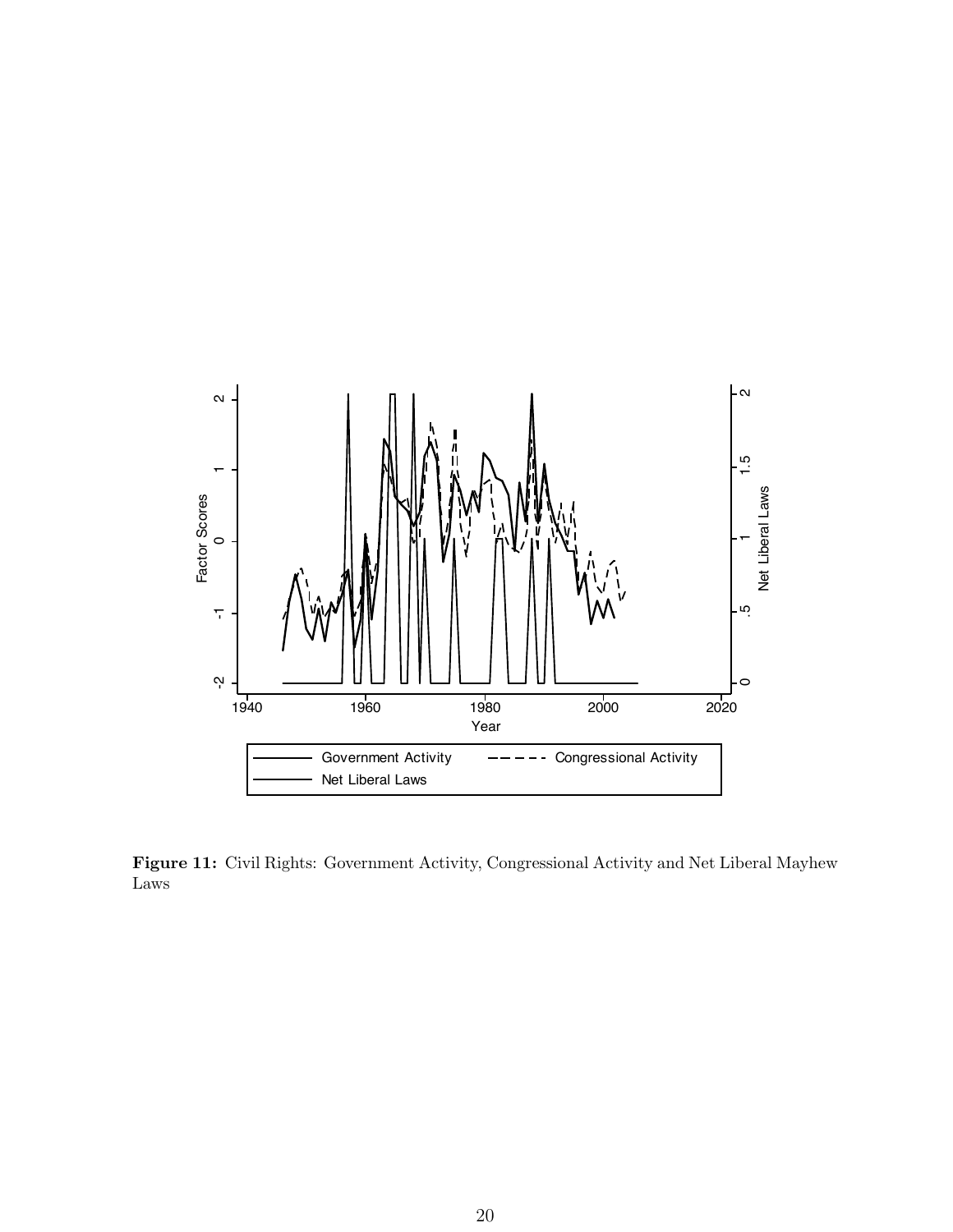**Figure 11:** Civil Rights: Government Activity, Congressional Activity and Net Liberal Mayhew Laws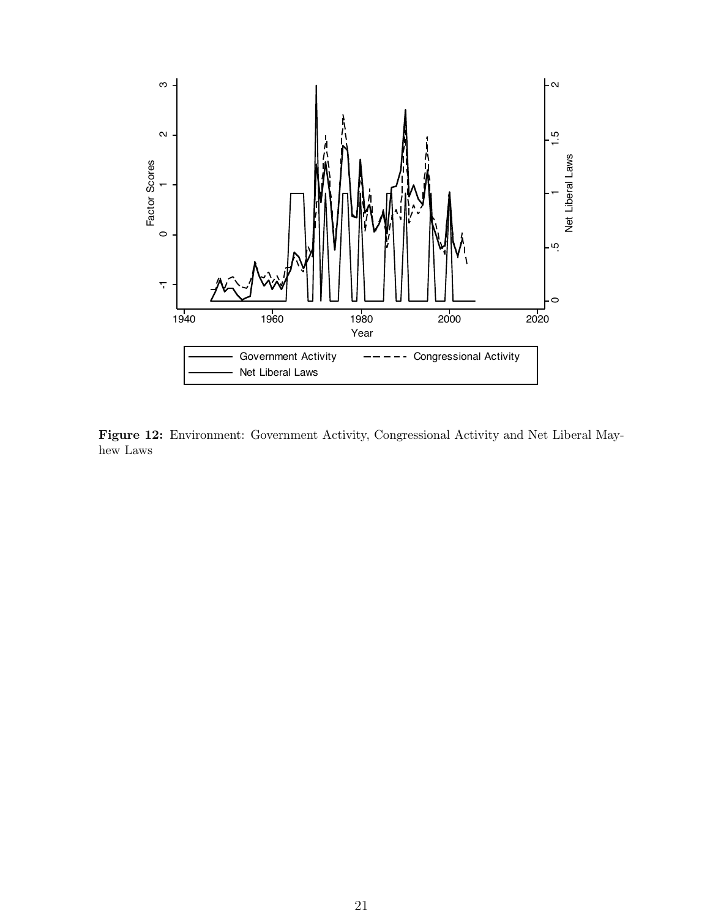**Figure 12:** Environment: Government Activity, Congressional Activity and Net Liberal Mayhew Laws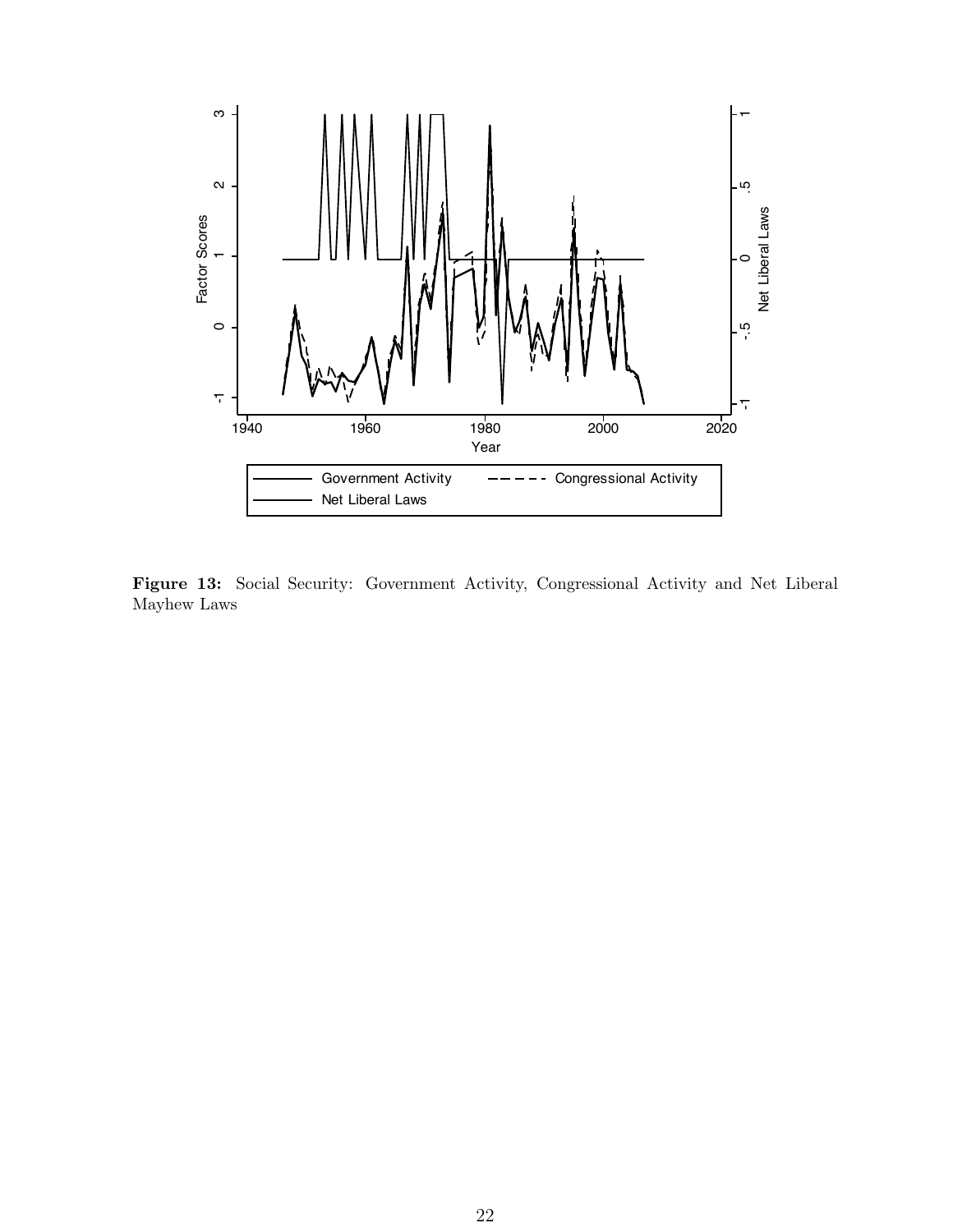**Figure 13:** Social Security: Government Activity, Congressional Activity and Net Liberal Mayhew Laws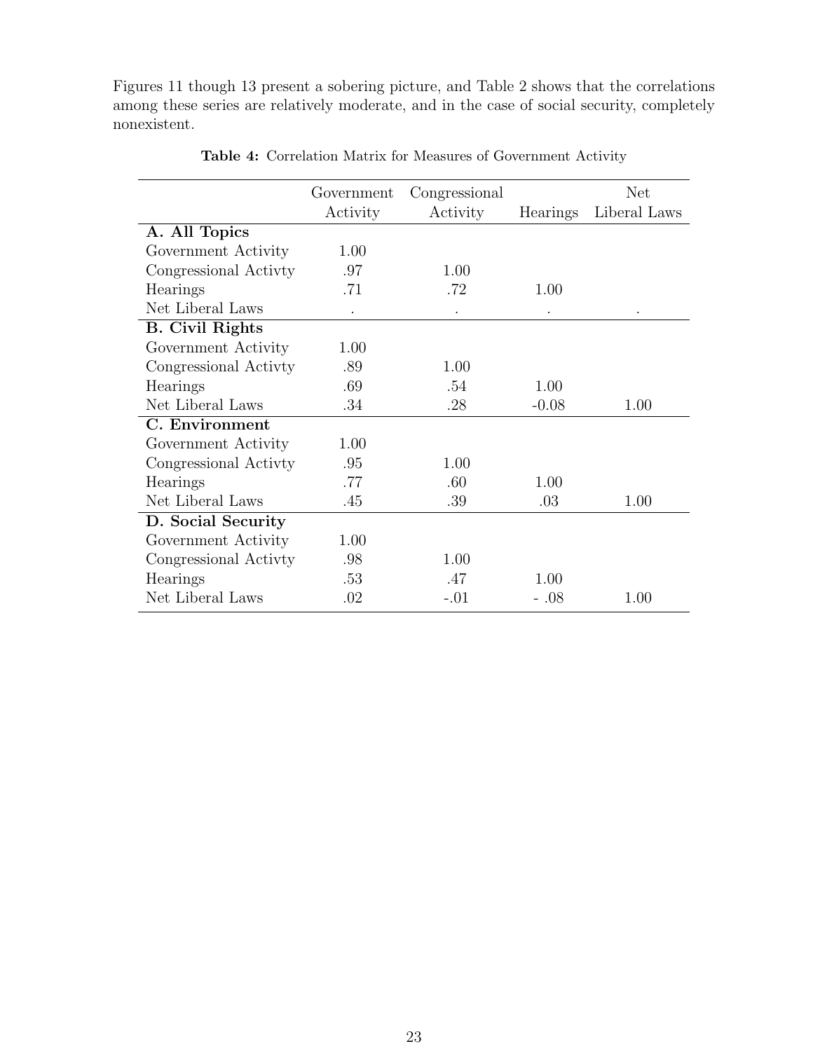Figures 11 though 13 present a sobering picture, and Table 2 shows that the correlations among these series are relatively moderate, and in the case of social security, completely nonexistent.

**Table 4:** Correlation Matrix for Measures of Government Activity

| | Government Activity | Congressional Activity | Hearings | Net Liberal Laws |
|---|---|---|---|---|
| **A. All Topics** | | | | |
| Government Activity | 1.00 | | | |
| Congressional Activty | .97 | 1.00 | | |
| Hearings | .71 | .72 | 1.00 | |
| Net Liberal Laws | . | . | . | . |
| **B. Civil Rights** | | | | |
| Government Activity | 1.00 | | | |
| Congressional Activty | .89 | 1.00 | | |
| Hearings | .69 | .54 | 1.00 | |
| Net Liberal Laws | .34 | .28 | -0.08 | 1.00 |
| **C. Environment** | | | | |
| Government Activity | 1.00 | | | |
| Congressional Activty | .95 | 1.00 | | |
| Hearings | .77 | .60 | 1.00 | |
| Net Liberal Laws | .45 | .39 | .03 | 1.00 |
| **D. Social Security** | | | | |
| Government Activity | 1.00 | | | |
| Congressional Activty | .98 | 1.00 | | |
| Hearings | .53 | .47 | 1.00 | |
| Net Liberal Laws | .02 | -.01 | - .08 | 1.00 |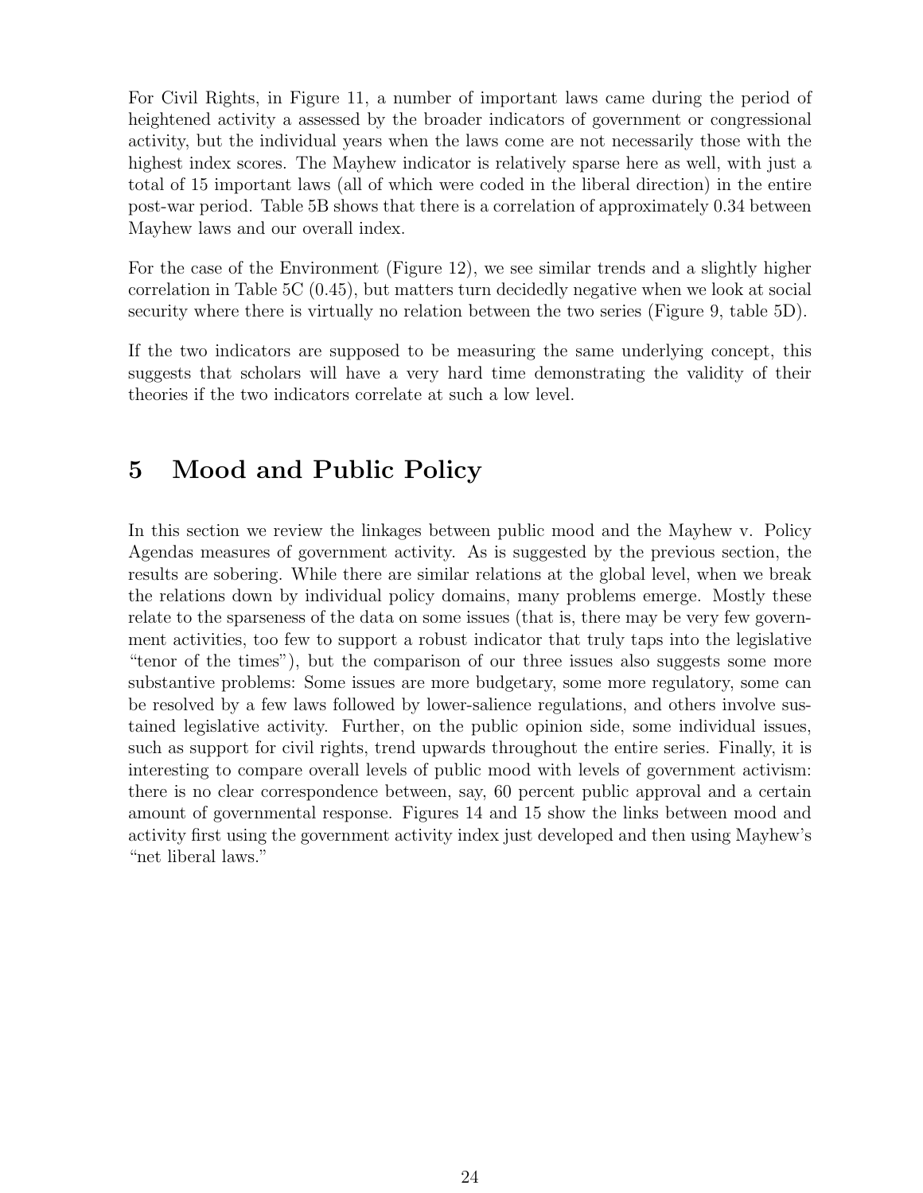For Civil Rights, in Figure 11, a number of important laws came during the period of heightened activity a assessed by the broader indicators of government or congressional activity, but the individual years when the laws come are not necessarily those with the highest index scores. The Mayhew indicator is relatively sparse here as well, with just a total of 15 important laws (all of which were coded in the liberal direction) in the entire post-war period. Table 5B shows that there is a correlation of approximately 0.34 between Mayhew laws and our overall index.

For the case of the Environment (Figure 12), we see similar trends and a slightly higher correlation in Table 5C (0.45), but matters turn decidedly negative when we look at social security where there is virtually no relation between the two series (Figure 9, table 5D).

If the two indicators are supposed to be measuring the same underlying concept, this suggests that scholars will have a very hard time demonstrating the validity of their theories if the two indicators correlate at such a low level.

# 5 Mood and Public Policy

In this section we review the linkages between public mood and the Mayhew v. Policy Agendas measures of government activity. As is suggested by the previous section, the results are sobering. While there are similar relations at the global level, when we break the relations down by individual policy domains, many problems emerge. Mostly these relate to the sparseness of the data on some issues (that is, there may be very few government activities, too few to support a robust indicator that truly taps into the legislative "tenor of the times"), but the comparison of our three issues also suggests some more substantive problems: Some issues are more budgetary, some more regulatory, some can be resolved by a few laws followed by lower-salience regulations, and others involve sustained legislative activity. Further, on the public opinion side, some individual issues, such as support for civil rights, trend upwards throughout the entire series. Finally, it is interesting to compare overall levels of public mood with levels of government activism: there is no clear correspondence between, say, 60 percent public approval and a certain amount of governmental response. Figures 14 and 15 show the links between mood and activity first using the government activity index just developed and then using Mayhew's "net liberal laws."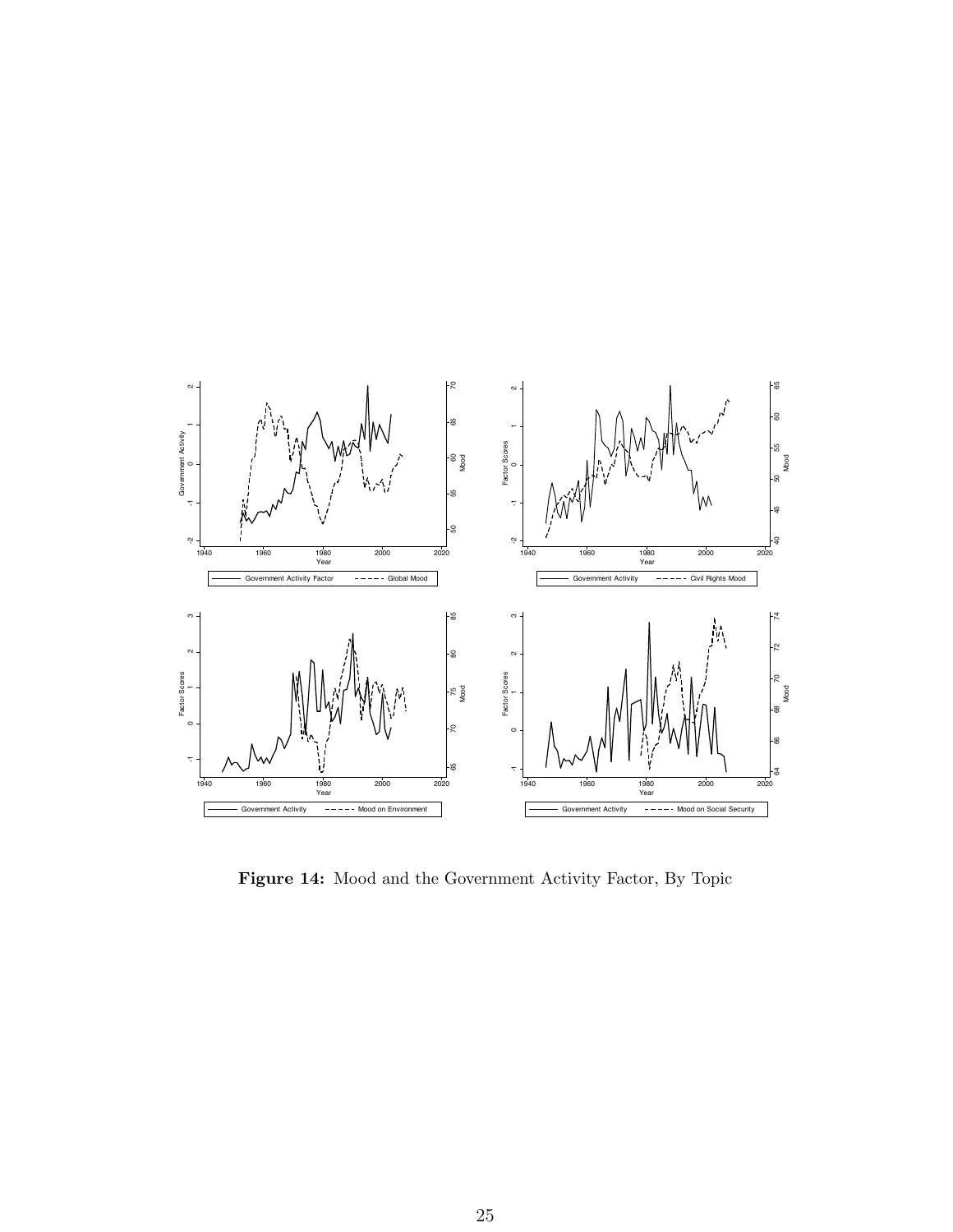**Figure 14:** Mood and the Government Activity Factor, By Topic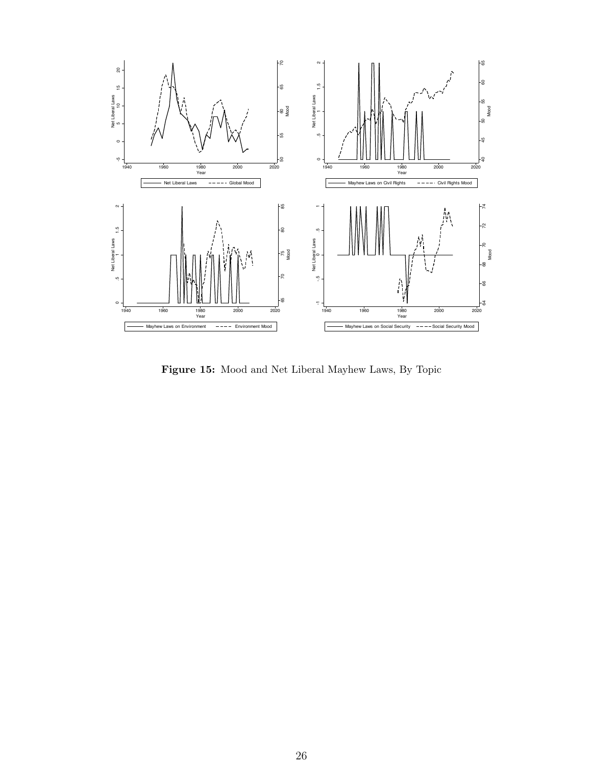**Figure 15:** Mood and Net Liberal Mayhew Laws, By Topic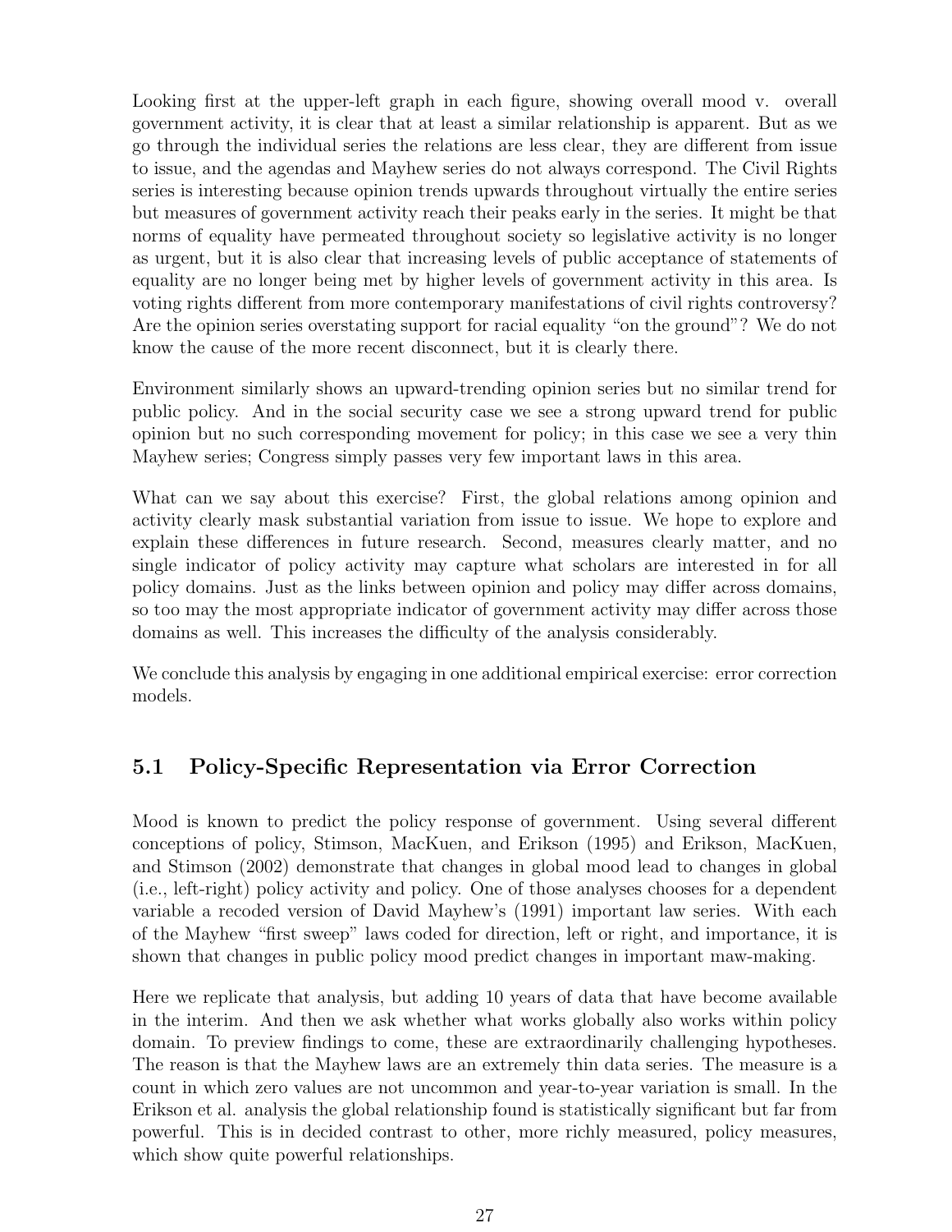Looking first at the upper-left graph in each figure, showing overall mood v. overall government activity, it is clear that at least a similar relationship is apparent. But as we go through the individual series the relations are less clear, they are different from issue to issue, and the agendas and Mayhew series do not always correspond. The Civil Rights series is interesting because opinion trends upwards throughout virtually the entire series but measures of government activity reach their peaks early in the series. It might be that norms of equality have permeated throughout society so legislative activity is no longer as urgent, but it is also clear that increasing levels of public acceptance of statements of equality are no longer being met by higher levels of government activity in this area. Is voting rights different from more contemporary manifestations of civil rights controversy? Are the opinion series overstating support for racial equality "on the ground"? We do not know the cause of the more recent disconnect, but it is clearly there.

Environment similarly shows an upward-trending opinion series but no similar trend for public policy. And in the social security case we see a strong upward trend for public opinion but no such corresponding movement for policy; in this case we see a very thin Mayhew series; Congress simply passes very few important laws in this area.

What can we say about this exercise? First, the global relations among opinion and activity clearly mask substantial variation from issue to issue. We hope to explore and explain these differences in future research. Second, measures clearly matter, and no single indicator of policy activity may capture what scholars are interested in for all policy domains. Just as the links between opinion and policy may differ across domains, so too may the most appropriate indicator of government activity may differ across those domains as well. This increases the difficulty of the analysis considerably.

We conclude this analysis by engaging in one additional empirical exercise: error correction models.

## 5.1 Policy-Specific Representation via Error Correction

Mood is known to predict the policy response of government. Using several different conceptions of policy, Stimson, MacKuen, and Erikson (1995) and Erikson, MacKuen, and Stimson (2002) demonstrate that changes in global mood lead to changes in global (i.e., left-right) policy activity and policy. One of those analyses chooses for a dependent variable a recoded version of David Mayhew's (1991) important law series. With each of the Mayhew "first sweep" laws coded for direction, left or right, and importance, it is shown that changes in public policy mood predict changes in important maw-making.

Here we replicate that analysis, but adding 10 years of data that have become available in the interim. And then we ask whether what works globally also works within policy domain. To preview findings to come, these are extraordinarily challenging hypotheses. The reason is that the Mayhew laws are an extremely thin data series. The measure is a count in which zero values are not uncommon and year-to-year variation is small. In the Erikson et al. analysis the global relationship found is statistically significant but far from powerful. This is in decided contrast to other, more richly measured, policy measures, which show quite powerful relationships.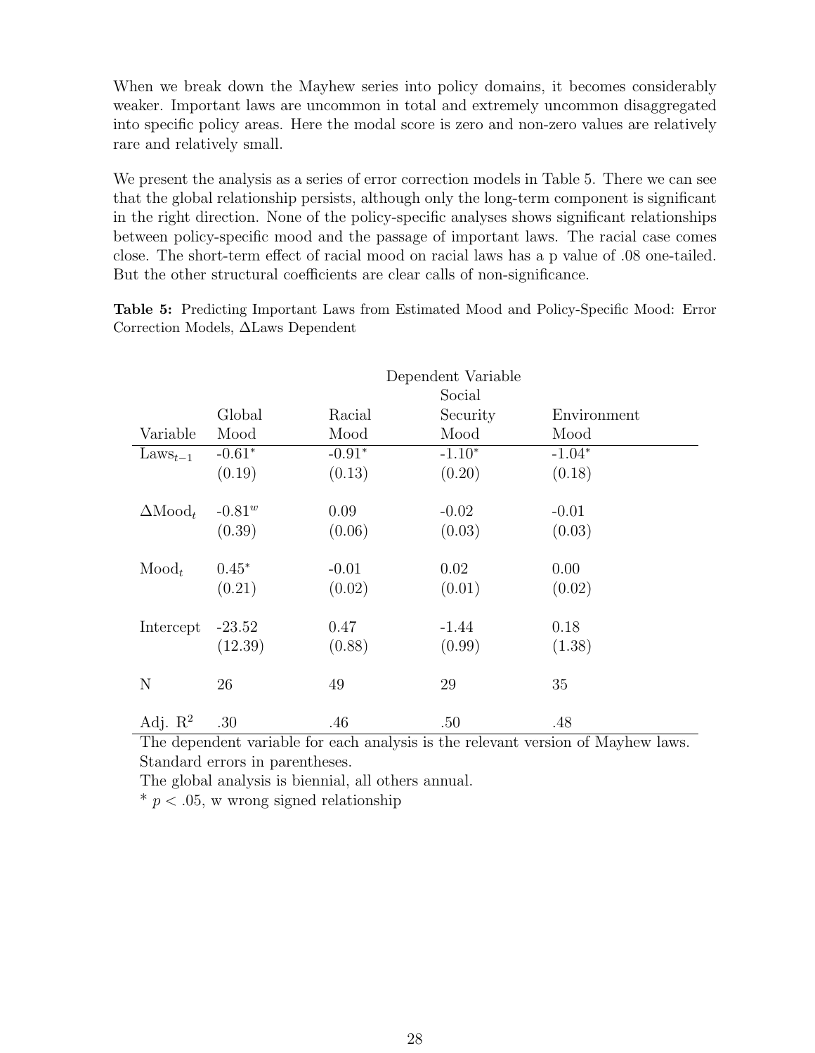When we break down the Mayhew series into policy domains, it becomes considerably weaker. Important laws are uncommon in total and extremely uncommon disaggregated into specific policy areas. Here the modal score is zero and non-zero values are relatively rare and relatively small.

We present the analysis as a series of error correction models in Table 5. There we can see that the global relationship persists, although only the long-term component is significant in the right direction. None of the policy-specific analyses shows significant relationships between policy-specific mood and the passage of important laws. The racial case comes close. The short-term effect of racial mood on racial laws has a p value of .08 one-tailed. But the other structural coefficients are clear calls of non-significance.

**Table 5:** Predicting Important Laws from Estimated Mood and Policy-Specific Mood: Error Correction Models, ΔLaws Dependent

| | Dependent Variable | | | |
|---|---|---|---|---|
| Variable | Global Mood | Racial Mood | Social Security Mood | Environment Mood |
| $\text{Laws}_{t-1}$ | $-0.61^{*}$ | $-0.91^{*}$ | $-1.10^{*}$ | $-1.04^{*}$ |
| | (0.19) | (0.13) | (0.20) | (0.18) |
| $\Delta\text{Mood}_t$ | $-0.81^{w}$ | 0.09 | -0.02 | -0.01 |
| | (0.39) | (0.06) | (0.03) | (0.03) |
| $\text{Mood}_t$ | $0.45^{*}$ | -0.01 | 0.02 | 0.00 |
| | (0.21) | (0.02) | (0.01) | (0.02) |
| Intercept | -23.52 | 0.47 | -1.44 | 0.18 |
| | (12.39) | (0.88) | (0.99) | (1.38) |
| N | 26 | 49 | 29 | 35 |
| Adj. $R^2$ | .30 | .46 | .50 | .48 |

The dependent variable for each analysis is the relevant version of Mayhew laws.
Standard errors in parentheses.
The global analysis is biennial, all others annual.
* $p < .05$, w wrong signed relationship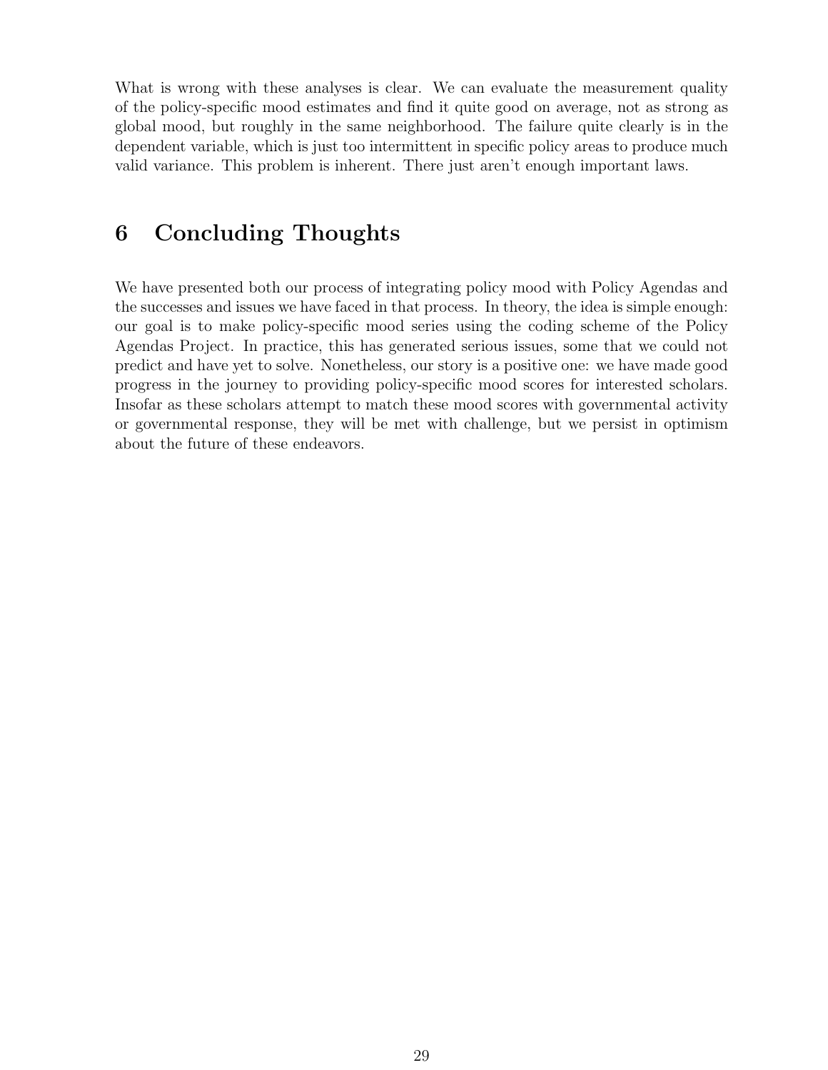What is wrong with these analyses is clear. We can evaluate the measurement quality of the policy-specific mood estimates and find it quite good on average, not as strong as global mood, but roughly in the same neighborhood. The failure quite clearly is in the dependent variable, which is just too intermittent in specific policy areas to produce much valid variance. This problem is inherent. There just aren't enough important laws.

## 6 Concluding Thoughts

We have presented both our process of integrating policy mood with Policy Agendas and the successes and issues we have faced in that process. In theory, the idea is simple enough: our goal is to make policy-specific mood series using the coding scheme of the Policy Agendas Project. In practice, this has generated serious issues, some that we could not predict and have yet to solve. Nonetheless, our story is a positive one: we have made good progress in the journey to providing policy-specific mood scores for interested scholars. Insofar as these scholars attempt to match these mood scores with governmental activity or governmental response, they will be met with challenge, but we persist in optimism about the future of these endeavors.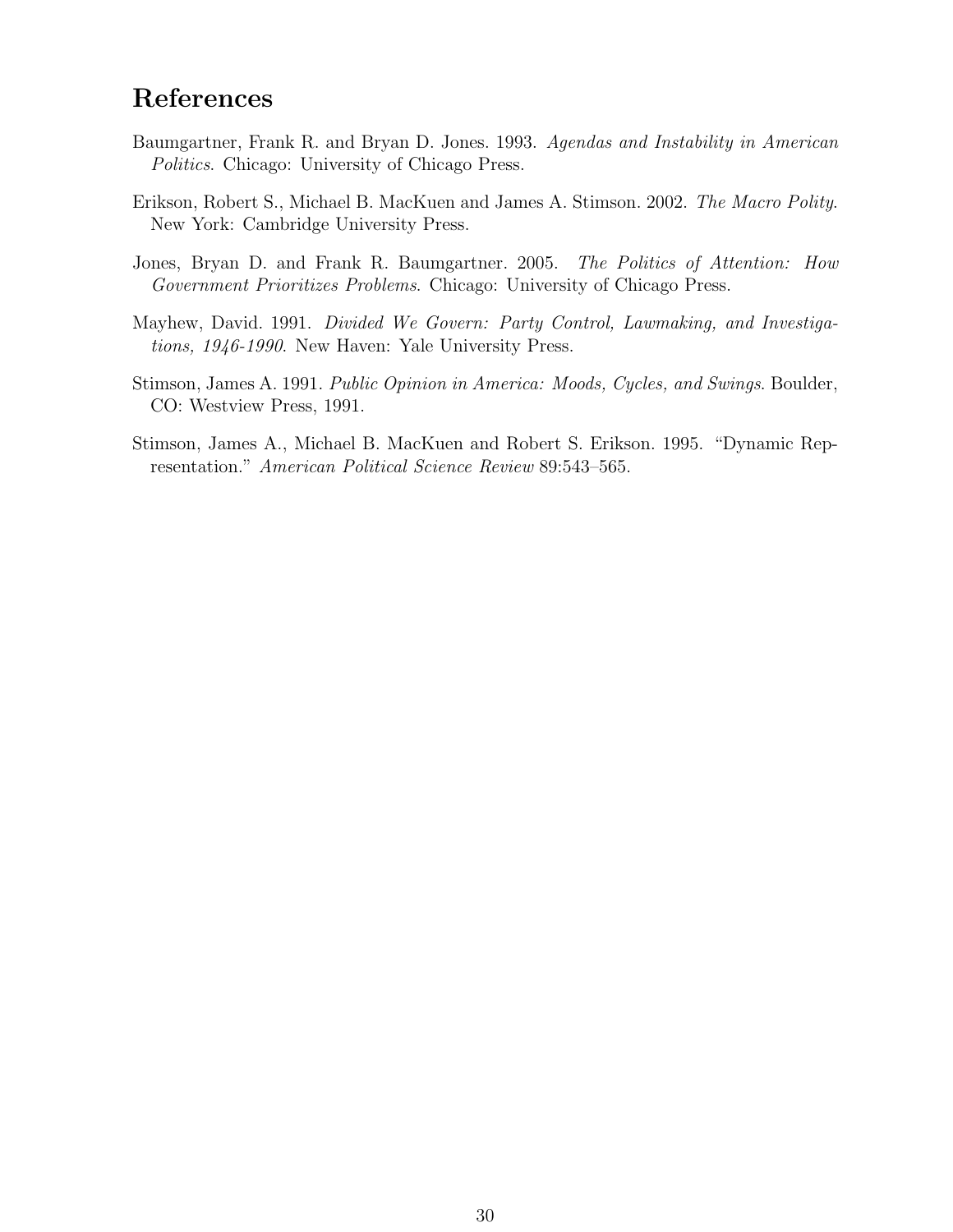# References

Baumgartner, Frank R. and Bryan D. Jones. 1993. *Agendas and Instability in American Politics*. Chicago: University of Chicago Press.

Erikson, Robert S., Michael B. MacKuen and James A. Stimson. 2002. *The Macro Polity*. New York: Cambridge University Press.

Jones, Bryan D. and Frank R. Baumgartner. 2005. *The Politics of Attention: How Government Prioritizes Problems*. Chicago: University of Chicago Press.

Mayhew, David. 1991. *Divided We Govern: Party Control, Lawmaking, and Investigations, 1946-1990*. New Haven: Yale University Press.

Stimson, James A. 1991. *Public Opinion in America: Moods, Cycles, and Swings*. Boulder, CO: Westview Press, 1991.

Stimson, James A., Michael B. MacKuen and Robert S. Erikson. 1995. "Dynamic Representation." *American Political Science Review* 89:543–565.